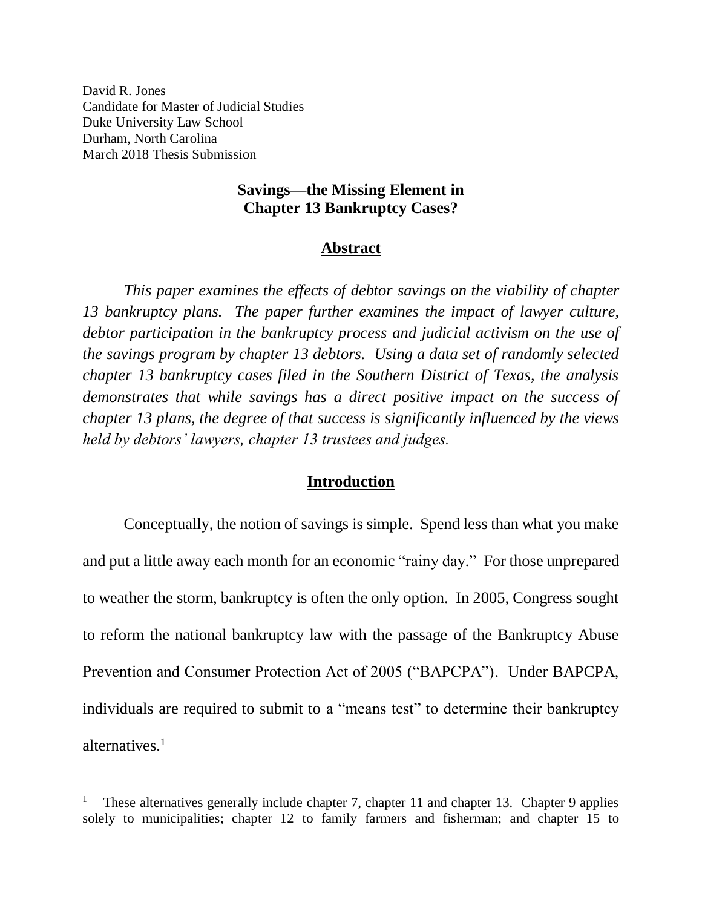David R. Jones
Candidate for Master of Judicial Studies
Duke University Law School
Durham, North Carolina
March 2018 Thesis Submission

## Savings—the Missing Element in Chapter 13 Bankruptcy Cases?

## Abstract

*This paper examines the effects of debtor savings on the viability of chapter 13 bankruptcy plans. The paper further examines the impact of lawyer culture, debtor participation in the bankruptcy process and judicial activism on the use of the savings program by chapter 13 debtors. Using a data set of randomly selected chapter 13 bankruptcy cases filed in the Southern District of Texas, the analysis demonstrates that while savings has a direct positive impact on the success of chapter 13 plans, the degree of that success is significantly influenced by the views held by debtors' lawyers, chapter 13 trustees and judges.*

## Introduction

Conceptually, the notion of savings is simple. Spend less than what you make and put a little away each month for an economic "rainy day." For those unprepared to weather the storm, bankruptcy is often the only option. In 2005, Congress sought to reform the national bankruptcy law with the passage of the Bankruptcy Abuse Prevention and Consumer Protection Act of 2005 ("BAPCPA"). Under BAPCPA, individuals are required to submit to a "means test" to determine their bankruptcy alternatives.[1]

---

[1] These alternatives generally include chapter 7, chapter 11 and chapter 13. Chapter 9 applies solely to municipalities; chapter 12 to family farmers and fisherman; and chapter 15 to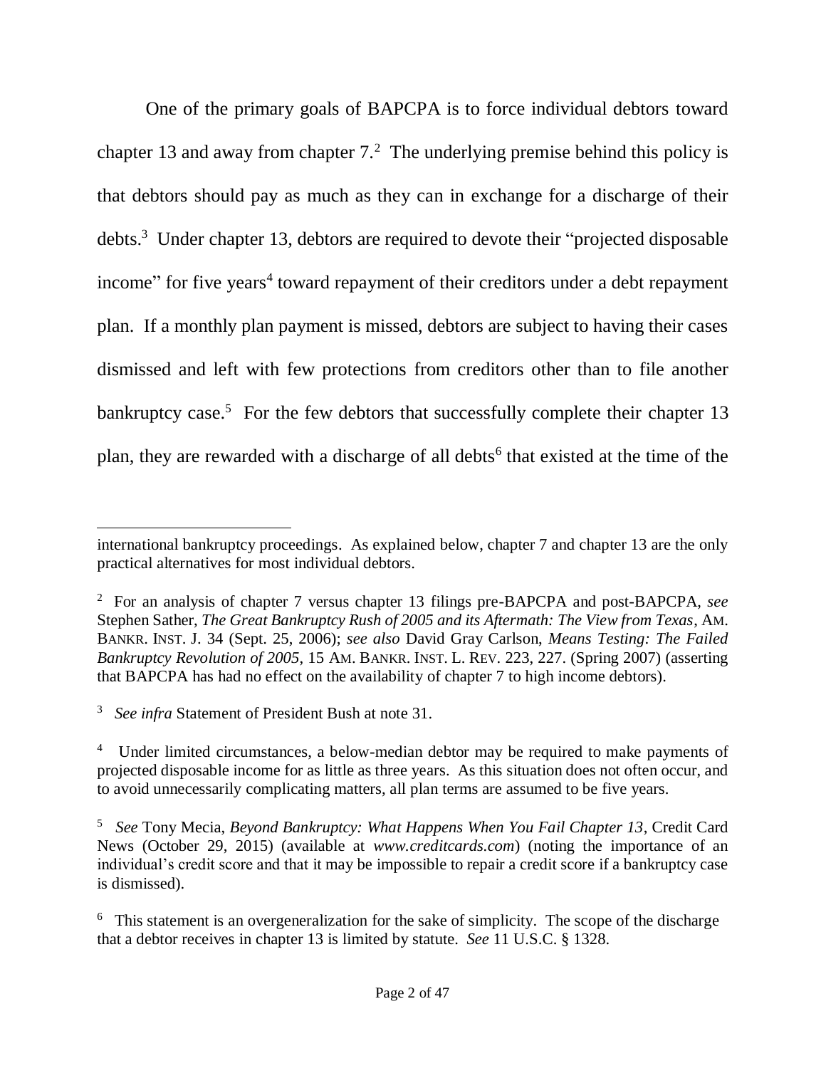One of the primary goals of BAPCPA is to force individual debtors toward chapter 13 and away from chapter 7.[2] The underlying premise behind this policy is that debtors should pay as much as they can in exchange for a discharge of their debts.[3] Under chapter 13, debtors are required to devote their "projected disposable income" for five years[4] toward repayment of their creditors under a debt repayment plan. If a monthly plan payment is missed, debtors are subject to having their cases dismissed and left with few protections from creditors other than to file another bankruptcy case.[5] For the few debtors that successfully complete their chapter 13 plan, they are rewarded with a discharge of all debts[6] that existed at the time of the

---

international bankruptcy proceedings. As explained below, chapter 7 and chapter 13 are the only practical alternatives for most individual debtors.

[2] For an analysis of chapter 7 versus chapter 13 filings pre-BAPCPA and post-BAPCPA, *see* Stephen Sather, *The Great Bankruptcy Rush of 2005 and its Aftermath: The View from Texas*, AM. BANKR. INST. J. 34 (Sept. 25, 2006); *see also* David Gray Carlson, *Means Testing: The Failed Bankruptcy Revolution of 2005*, 15 AM. BANKR. INST. L. REV. 223, 227. (Spring 2007) (asserting that BAPCPA has had no effect on the availability of chapter 7 to high income debtors).

[3] *See infra* Statement of President Bush at note 31.

[4] Under limited circumstances, a below-median debtor may be required to make payments of projected disposable income for as little as three years. As this situation does not often occur, and to avoid unnecessarily complicating matters, all plan terms are assumed to be five years.

[5] *See* Tony Mecia, *Beyond Bankruptcy: What Happens When You Fail Chapter 13*, Credit Card News (October 29, 2015) (available at *www.creditcards.com*) (noting the importance of an individual's credit score and that it may be impossible to repair a credit score if a bankruptcy case is dismissed).

[6] This statement is an overgeneralization for the sake of simplicity. The scope of the discharge that a debtor receives in chapter 13 is limited by statute. *See* 11 U.S.C. § 1328.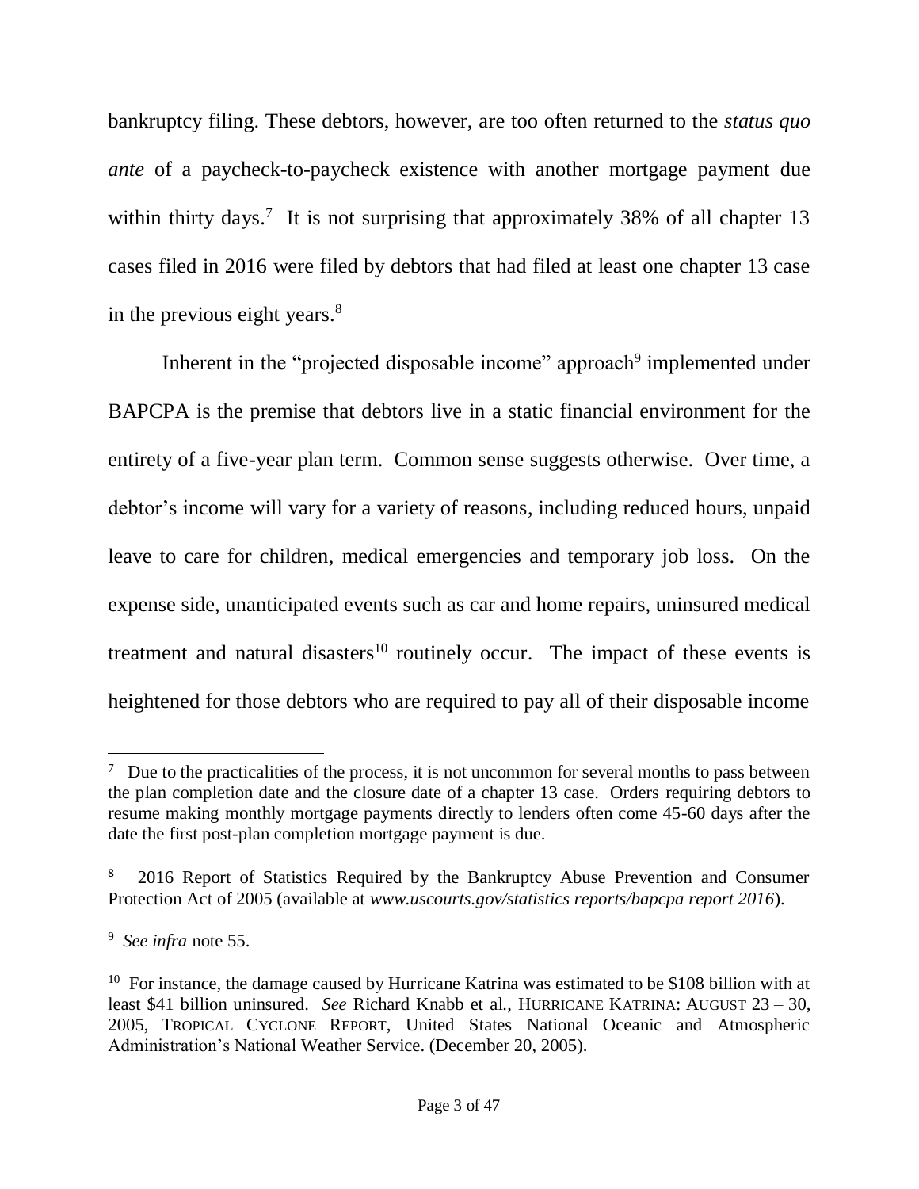bankruptcy filing. These debtors, however, are too often returned to the *status quo ante* of a paycheck-to-paycheck existence with another mortgage payment due within thirty days.[7] It is not surprising that approximately 38% of all chapter 13 cases filed in 2016 were filed by debtors that had filed at least one chapter 13 case in the previous eight years.[8]

Inherent in the "projected disposable income" approach[9] implemented under BAPCPA is the premise that debtors live in a static financial environment for the entirety of a five-year plan term. Common sense suggests otherwise. Over time, a debtor's income will vary for a variety of reasons, including reduced hours, unpaid leave to care for children, medical emergencies and temporary job loss. On the expense side, unanticipated events such as car and home repairs, uninsured medical treatment and natural disasters[10] routinely occur. The impact of these events is heightened for those debtors who are required to pay all of their disposable income

---

[7] Due to the practicalities of the process, it is not uncommon for several months to pass between the plan completion date and the closure date of a chapter 13 case. Orders requiring debtors to resume making monthly mortgage payments directly to lenders often come 45-60 days after the date the first post-plan completion mortgage payment is due.

[8] 2016 Report of Statistics Required by the Bankruptcy Abuse Prevention and Consumer Protection Act of 2005 (available at *www.uscourts.gov/statistics reports/bapcpa report 2016*).

[9] *See infra* note 55.

[10] For instance, the damage caused by Hurricane Katrina was estimated to be $108 billion with at least $41 billion uninsured. *See* Richard Knabb et al., HURRICANE KATRINA: AUGUST 23 – 30, 2005, TROPICAL CYCLONE REPORT, United States National Oceanic and Atmospheric Administration's National Weather Service. (December 20, 2005).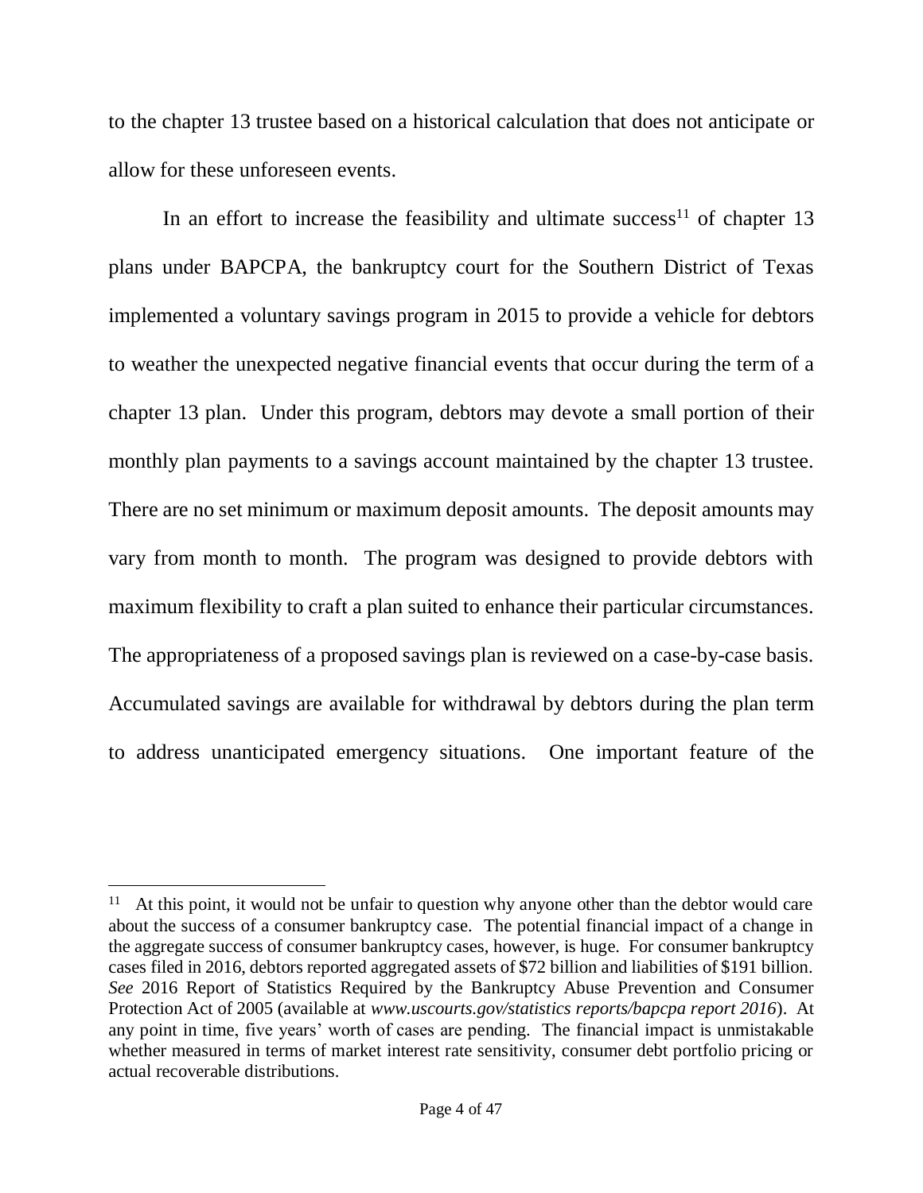to the chapter 13 trustee based on a historical calculation that does not anticipate or allow for these unforeseen events.

In an effort to increase the feasibility and ultimate success[11] of chapter 13 plans under BAPCPA, the bankruptcy court for the Southern District of Texas implemented a voluntary savings program in 2015 to provide a vehicle for debtors to weather the unexpected negative financial events that occur during the term of a chapter 13 plan. Under this program, debtors may devote a small portion of their monthly plan payments to a savings account maintained by the chapter 13 trustee. There are no set minimum or maximum deposit amounts. The deposit amounts may vary from month to month. The program was designed to provide debtors with maximum flexibility to craft a plan suited to enhance their particular circumstances. The appropriateness of a proposed savings plan is reviewed on a case-by-case basis. Accumulated savings are available for withdrawal by debtors during the plan term to address unanticipated emergency situations. One important feature of the

---

[11] At this point, it would not be unfair to question why anyone other than the debtor would care about the success of a consumer bankruptcy case. The potential financial impact of a change in the aggregate success of consumer bankruptcy cases, however, is huge. For consumer bankruptcy cases filed in 2016, debtors reported aggregated assets of $72 billion and liabilities of $191 billion. *See* 2016 Report of Statistics Required by the Bankruptcy Abuse Prevention and Consumer Protection Act of 2005 (available at *www.uscourts.gov/statistics reports/bapcpa report 2016*). At any point in time, five years' worth of cases are pending. The financial impact is unmistakable whether measured in terms of market interest rate sensitivity, consumer debt portfolio pricing or actual recoverable distributions.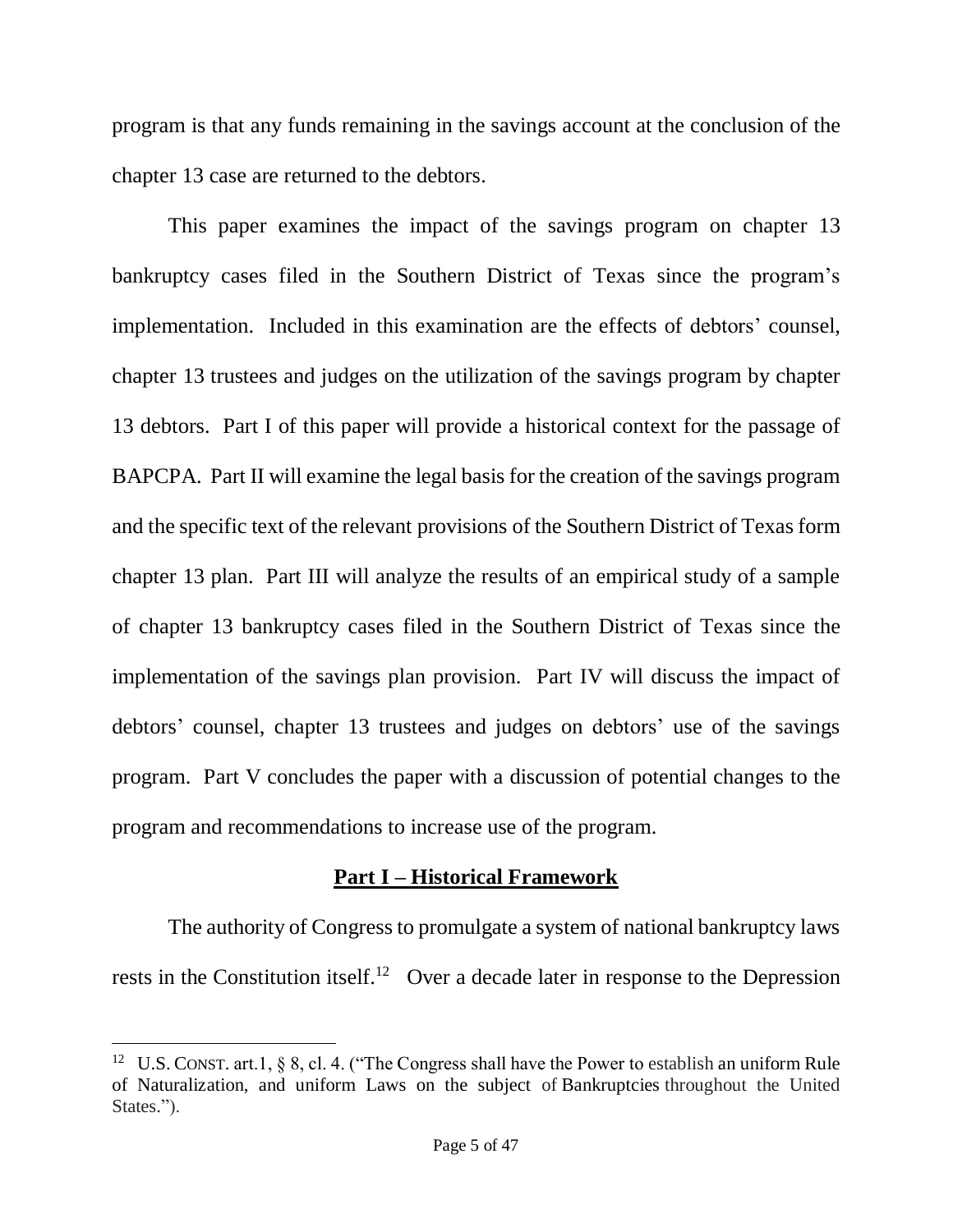program is that any funds remaining in the savings account at the conclusion of the chapter 13 case are returned to the debtors.

This paper examines the impact of the savings program on chapter 13 bankruptcy cases filed in the Southern District of Texas since the program's implementation. Included in this examination are the effects of debtors' counsel, chapter 13 trustees and judges on the utilization of the savings program by chapter 13 debtors. Part I of this paper will provide a historical context for the passage of BAPCPA. Part II will examine the legal basis for the creation of the savings program and the specific text of the relevant provisions of the Southern District of Texas form chapter 13 plan. Part III will analyze the results of an empirical study of a sample of chapter 13 bankruptcy cases filed in the Southern District of Texas since the implementation of the savings plan provision. Part IV will discuss the impact of debtors' counsel, chapter 13 trustees and judges on debtors' use of the savings program. Part V concludes the paper with a discussion of potential changes to the program and recommendations to increase use of the program.

## Part I – Historical Framework

The authority of Congress to promulgate a system of national bankruptcy laws rests in the Constitution itself.[12] Over a decade later in response to the Depression

---

[12] U.S. CONST. art.1, § 8, cl. 4. ("The Congress shall have the Power to establish an uniform Rule of Naturalization, and uniform Laws on the subject of Bankruptcies throughout the United States.").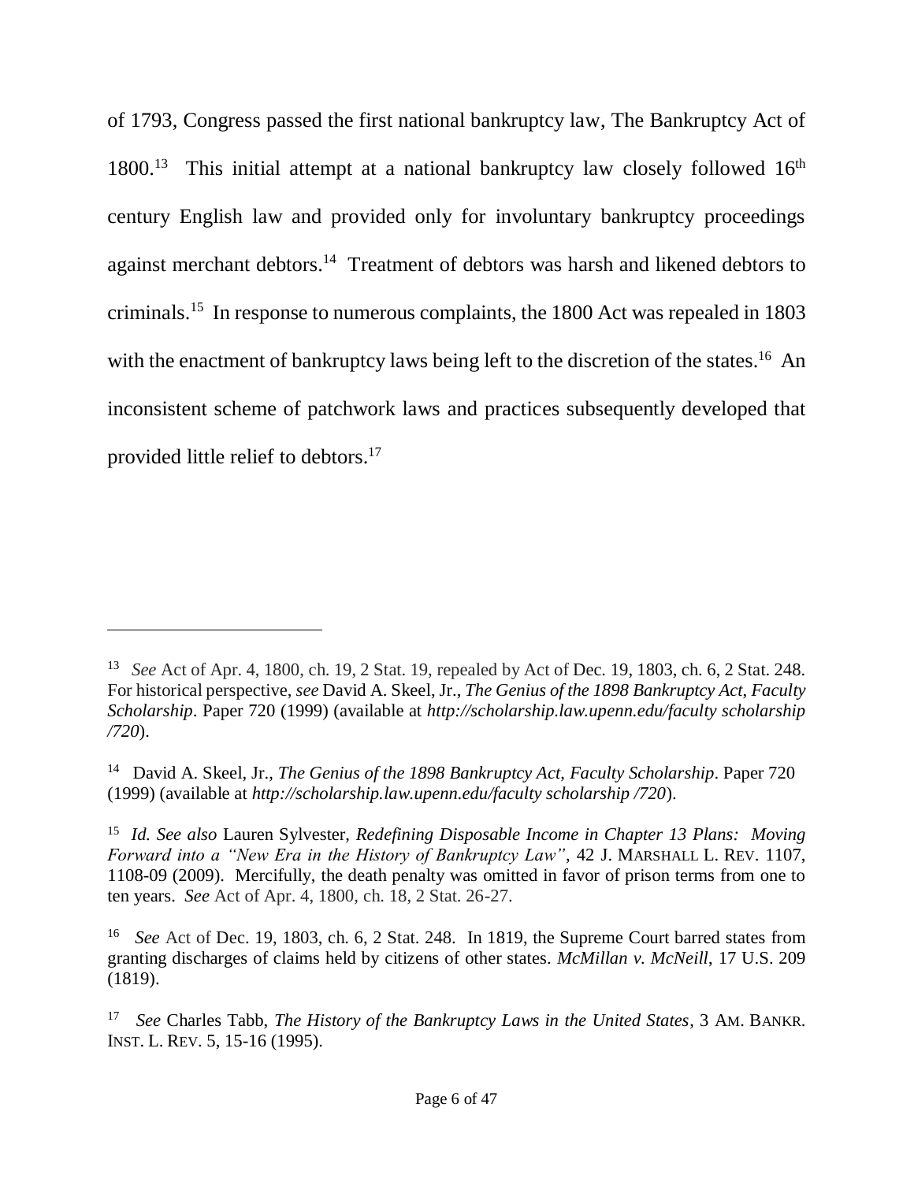of 1793, Congress passed the first national bankruptcy law, The Bankruptcy Act of 1800.[13] This initial attempt at a national bankruptcy law closely followed 16th century English law and provided only for involuntary bankruptcy proceedings against merchant debtors.[14] Treatment of debtors was harsh and likened debtors to criminals.[15] In response to numerous complaints, the 1800 Act was repealed in 1803 with the enactment of bankruptcy laws being left to the discretion of the states.[16] An inconsistent scheme of patchwork laws and practices subsequently developed that provided little relief to debtors.[17]

---

[13] *See* Act of Apr. 4, 1800, ch. 19, 2 Stat. 19, repealed by Act of Dec. 19, 1803, ch. 6, 2 Stat. 248. For historical perspective, *see* David A. Skeel, Jr., *The Genius of the 1898 Bankruptcy Act, Faculty Scholarship*. Paper 720 (1999) (available at *http://scholarship.law.upenn.edu/faculty scholarship /720*).

[14] David A. Skeel, Jr., *The Genius of the 1898 Bankruptcy Act, Faculty Scholarship*. Paper 720 (1999) (available at *http://scholarship.law.upenn.edu/faculty scholarship /720*).

[15] *Id. See also* Lauren Sylvester, *Redefining Disposable Income in Chapter 13 Plans: Moving Forward into a "New Era in the History of Bankruptcy Law"*, 42 J. MARSHALL L. REV. 1107, 1108-09 (2009). Mercifully, the death penalty was omitted in favor of prison terms from one to ten years. *See* Act of Apr. 4, 1800, ch. 18, 2 Stat. 26-27.

[16] *See* Act of Dec. 19, 1803, ch. 6, 2 Stat. 248. In 1819, the Supreme Court barred states from granting discharges of claims held by citizens of other states. *McMillan v. McNeill*, 17 U.S. 209 (1819).

[17] *See* Charles Tabb, *The History of the Bankruptcy Laws in the United States*, 3 AM. BANKR. INST. L. REV. 5, 15-16 (1995).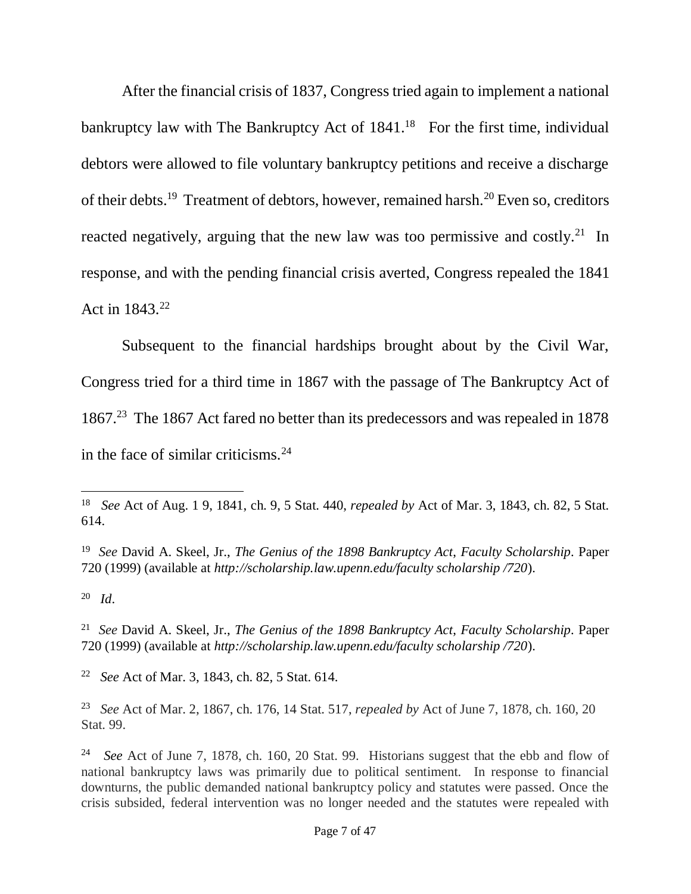After the financial crisis of 1837, Congress tried again to implement a national bankruptcy law with The Bankruptcy Act of 1841.[18] For the first time, individual debtors were allowed to file voluntary bankruptcy petitions and receive a discharge of their debts.[19] Treatment of debtors, however, remained harsh.[20] Even so, creditors reacted negatively, arguing that the new law was too permissive and costly.[21] In response, and with the pending financial crisis averted, Congress repealed the 1841 Act in 1843.[22]

Subsequent to the financial hardships brought about by the Civil War, Congress tried for a third time in 1867 with the passage of The Bankruptcy Act of 1867.[23] The 1867 Act fared no better than its predecessors and was repealed in 1878 in the face of similar criticisms.[24]

---

[18] *See* Act of Aug. 1 9, 1841, ch. 9, 5 Stat. 440, *repealed by* Act of Mar. 3, 1843, ch. 82, 5 Stat. 614.

[19] *See* David A. Skeel, Jr., *The Genius of the 1898 Bankruptcy Act*, *Faculty Scholarship*. Paper 720 (1999) (available at *http://scholarship.law.upenn.edu/faculty scholarship /720*).

[20] *Id*.

[21] *See* David A. Skeel, Jr., *The Genius of the 1898 Bankruptcy Act*, *Faculty Scholarship*. Paper 720 (1999) (available at *http://scholarship.law.upenn.edu/faculty scholarship /720*).

[22] *See* Act of Mar. 3, 1843, ch. 82, 5 Stat. 614.

[23] *See* Act of Mar. 2, 1867, ch. 176, 14 Stat. 517, *repealed by* Act of June 7, 1878, ch. 160, 20 Stat. 99.

[24] *See* Act of June 7, 1878, ch. 160, 20 Stat. 99. Historians suggest that the ebb and flow of national bankruptcy laws was primarily due to political sentiment. In response to financial downturns, the public demanded national bankruptcy policy and statutes were passed. Once the crisis subsided, federal intervention was no longer needed and the statutes were repealed with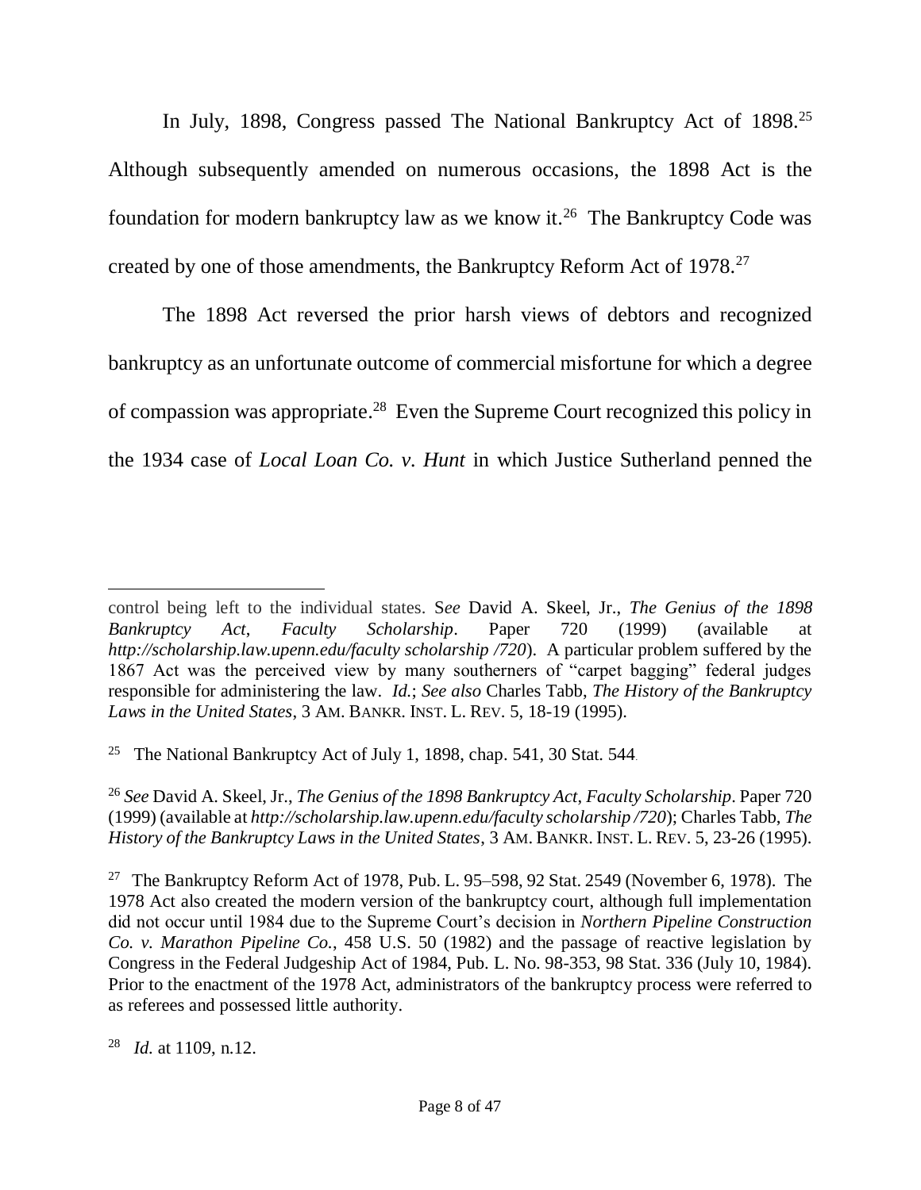In July, 1898, Congress passed The National Bankruptcy Act of 1898.[25] Although subsequently amended on numerous occasions, the 1898 Act is the foundation for modern bankruptcy law as we know it.[26] The Bankruptcy Code was created by one of those amendments, the Bankruptcy Reform Act of 1978.[27]

The 1898 Act reversed the prior harsh views of debtors and recognized bankruptcy as an unfortunate outcome of commercial misfortune for which a degree of compassion was appropriate.[28] Even the Supreme Court recognized this policy in the 1934 case of *Local Loan Co. v. Hunt* in which Justice Sutherland penned the

---

control being left to the individual states. S*ee* David A. Skeel, Jr., *The Genius of the 1898 Bankruptcy Act*, *Faculty Scholarship*. Paper 720 (1999) (available at *http://scholarship.law.upenn.edu/faculty scholarship /720*). A particular problem suffered by the 1867 Act was the perceived view by many southerners of "carpet bagging" federal judges responsible for administering the law. *Id.*; *See also* Charles Tabb, *The History of the Bankruptcy Laws in the United States*, 3 AM. BANKR. INST. L. REV. 5, 18-19 (1995).

[25] The National Bankruptcy Act of July 1, 1898, chap. 541, 30 Stat. 544.

[26] *See* David A. Skeel, Jr., *The Genius of the 1898 Bankruptcy Act*, *Faculty Scholarship*. Paper 720 (1999) (available at *http://scholarship.law.upenn.edu/faculty scholarship /720*); Charles Tabb, *The History of the Bankruptcy Laws in the United States*, 3 AM. BANKR. INST. L. REV. 5, 23-26 (1995).

[27] The Bankruptcy Reform Act of 1978, Pub. L. 95–598, 92 Stat. 2549 (November 6, 1978). The 1978 Act also created the modern version of the bankruptcy court, although full implementation did not occur until 1984 due to the Supreme Court's decision in *Northern Pipeline Construction Co. v. Marathon Pipeline Co.*, 458 U.S. 50 (1982) and the passage of reactive legislation by Congress in the Federal Judgeship Act of 1984, Pub. L. No. 98-353, 98 Stat. 336 (July 10, 1984). Prior to the enactment of the 1978 Act, administrators of the bankruptcy process were referred to as referees and possessed little authority.

[28] *Id.* at 1109, n.12.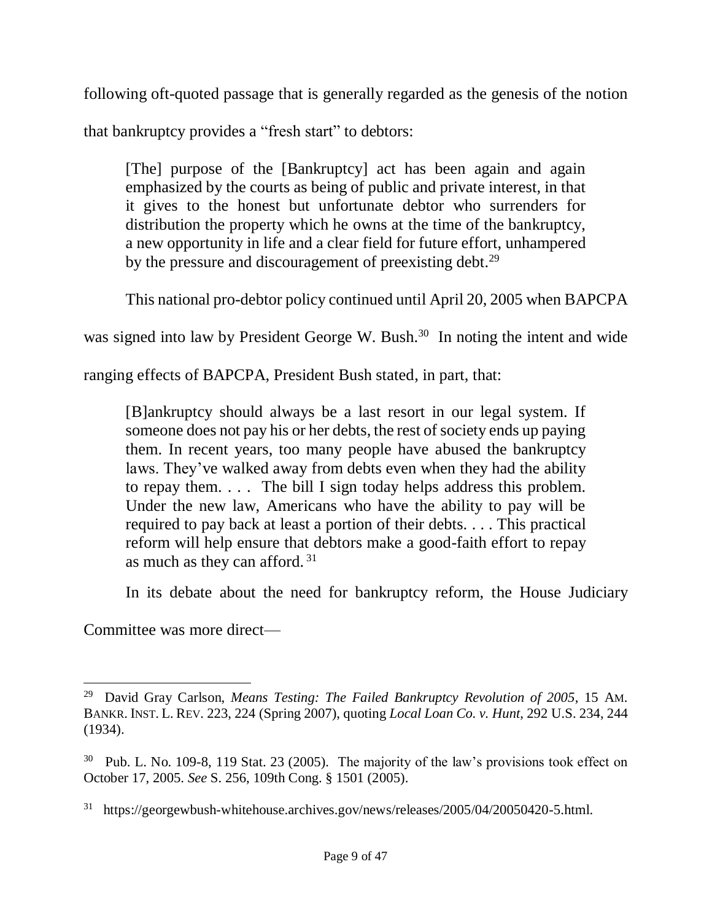following oft-quoted passage that is generally regarded as the genesis of the notion that bankruptcy provides a "fresh start" to debtors:

> [The] purpose of the [Bankruptcy] act has been again and again emphasized by the courts as being of public and private interest, in that it gives to the honest but unfortunate debtor who surrenders for distribution the property which he owns at the time of the bankruptcy, a new opportunity in life and a clear field for future effort, unhampered by the pressure and discouragement of preexisting debt.[29]

This national pro-debtor policy continued until April 20, 2005 when BAPCPA was signed into law by President George W. Bush.[30] In noting the intent and wide ranging effects of BAPCPA, President Bush stated, in part, that:

> [B]ankruptcy should always be a last resort in our legal system. If someone does not pay his or her debts, the rest of society ends up paying them. In recent years, too many people have abused the bankruptcy laws. They've walked away from debts even when they had the ability to repay them. . . . The bill I sign today helps address this problem. Under the new law, Americans who have the ability to pay will be required to pay back at least a portion of their debts. . . . This practical reform will help ensure that debtors make a good-faith effort to repay as much as they can afford.[31]

In its debate about the need for bankruptcy reform, the House Judiciary Committee was more direct—

---

[29] David Gray Carlson, *Means Testing: The Failed Bankruptcy Revolution of 2005*, 15 AM. BANKR. INST. L. REV. 223, 224 (Spring 2007), quoting *Local Loan Co. v. Hunt*, 292 U.S. 234, 244 (1934).

[30] Pub. L. No. 109-8, 119 Stat. 23 (2005). The majority of the law's provisions took effect on October 17, 2005. *See* S. 256, 109th Cong. § 1501 (2005).

[31] https://georgewbush-whitehouse.archives.gov/news/releases/2005/04/20050420-5.html.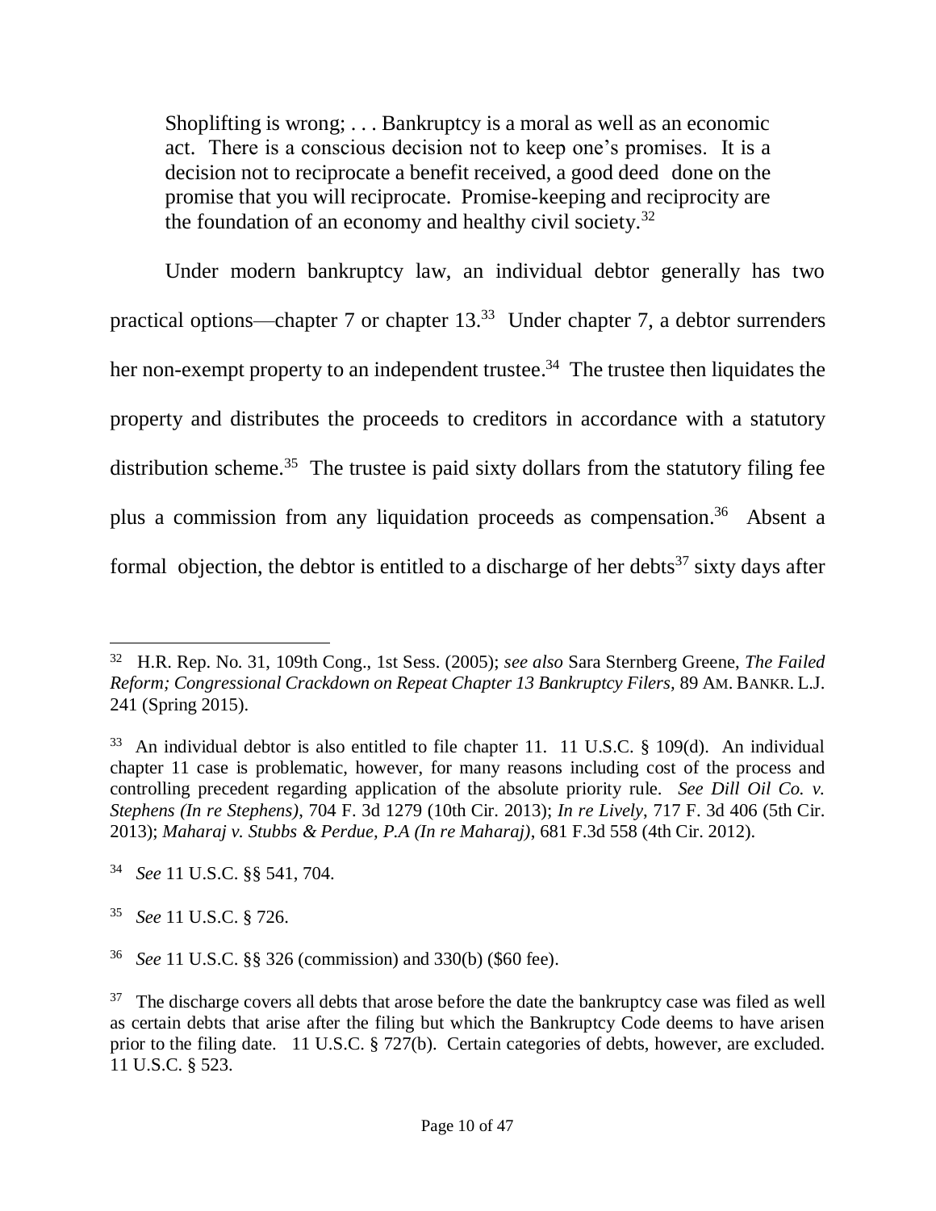> Shoplifting is wrong; . . . Bankruptcy is a moral as well as an economic act. There is a conscious decision not to keep one's promises. It is a decision not to reciprocate a benefit received, a good deed done on the promise that you will reciprocate. Promise-keeping and reciprocity are the foundation of an economy and healthy civil society.[32]

Under modern bankruptcy law, an individual debtor generally has two practical options—chapter 7 or chapter 13.[33] Under chapter 7, a debtor surrenders her non-exempt property to an independent trustee.[34] The trustee then liquidates the property and distributes the proceeds to creditors in accordance with a statutory distribution scheme.[35] The trustee is paid sixty dollars from the statutory filing fee plus a commission from any liquidation proceeds as compensation.[36] Absent a formal objection, the debtor is entitled to a discharge of her debts[37] sixty days after

---

[32] H.R. Rep. No. 31, 109th Cong., 1st Sess. (2005); *see also* Sara Sternberg Greene, *The Failed Reform; Congressional Crackdown on Repeat Chapter 13 Bankruptcy Filers*, 89 AM. BANKR. L.J. 241 (Spring 2015).

[33] An individual debtor is also entitled to file chapter 11. 11 U.S.C. § 109(d). An individual chapter 11 case is problematic, however, for many reasons including cost of the process and controlling precedent regarding application of the absolute priority rule. *See Dill Oil Co. v. Stephens (In re Stephens)*, 704 F. 3d 1279 (10th Cir. 2013); *In re Lively*, 717 F. 3d 406 (5th Cir. 2013); *Maharaj v. Stubbs & Perdue, P.A (In re Maharaj)*, 681 F.3d 558 (4th Cir. 2012).

[34] *See* 11 U.S.C. §§ 541, 704.

[35] *See* 11 U.S.C. § 726.

[36] *See* 11 U.S.C. §§ 326 (commission) and 330(b) ($60 fee).

[37] The discharge covers all debts that arose before the date the bankruptcy case was filed as well as certain debts that arise after the filing but which the Bankruptcy Code deems to have arisen prior to the filing date. 11 U.S.C. § 727(b). Certain categories of debts, however, are excluded. 11 U.S.C. § 523.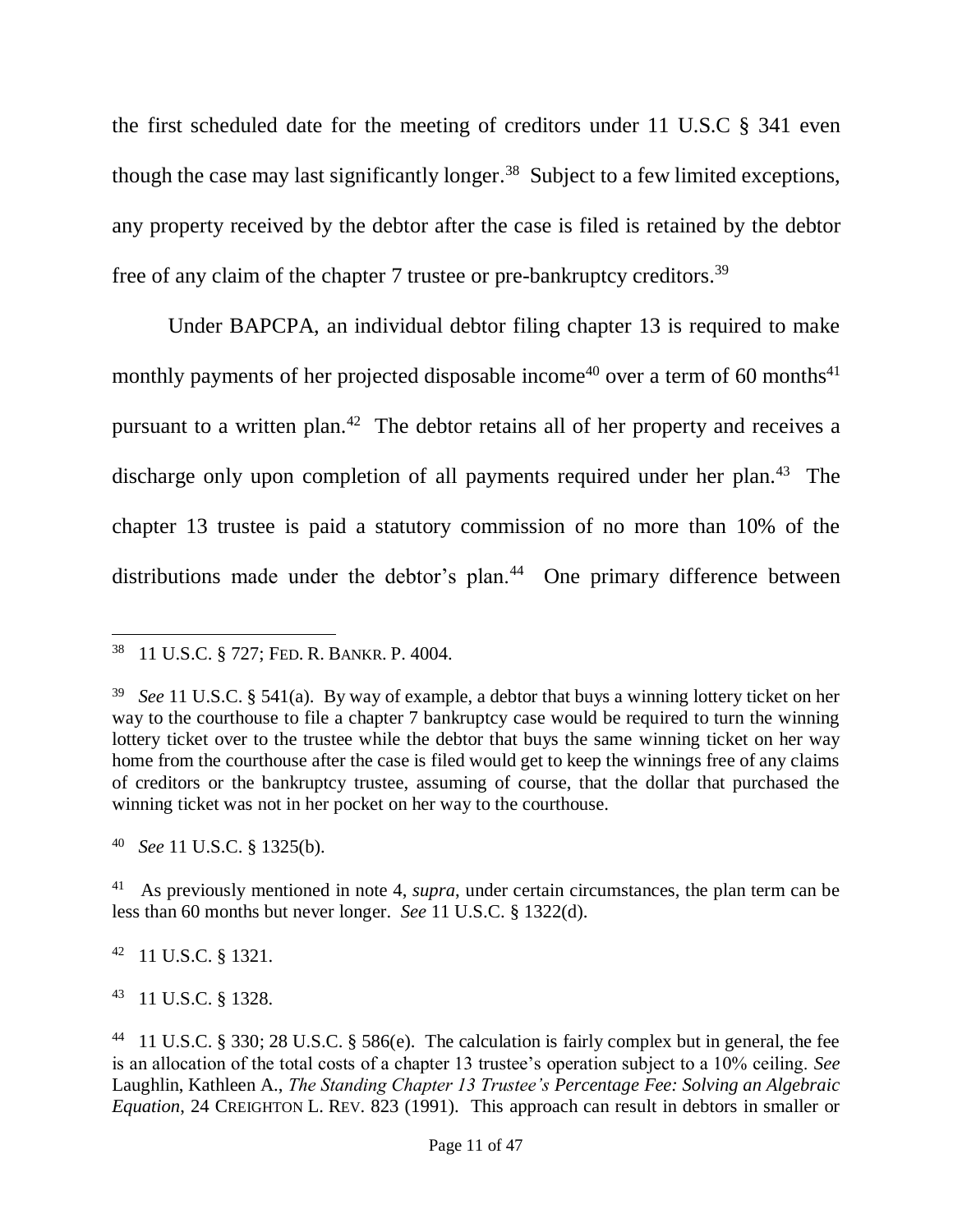the first scheduled date for the meeting of creditors under 11 U.S.C § 341 even though the case may last significantly longer.[38] Subject to a few limited exceptions, any property received by the debtor after the case is filed is retained by the debtor free of any claim of the chapter 7 trustee or pre-bankruptcy creditors.[39]

Under BAPCPA, an individual debtor filing chapter 13 is required to make monthly payments of her projected disposable income[40] over a term of 60 months[41] pursuant to a written plan.[42] The debtor retains all of her property and receives a discharge only upon completion of all payments required under her plan.[43] The chapter 13 trustee is paid a statutory commission of no more than 10% of the distributions made under the debtor's plan.[44] One primary difference between

---

[38] 11 U.S.C. § 727; FED. R. BANKR. P. 4004.

[39] *See* 11 U.S.C. § 541(a). By way of example, a debtor that buys a winning lottery ticket on her way to the courthouse to file a chapter 7 bankruptcy case would be required to turn the winning lottery ticket over to the trustee while the debtor that buys the same winning ticket on her way home from the courthouse after the case is filed would get to keep the winnings free of any claims of creditors or the bankruptcy trustee, assuming of course, that the dollar that purchased the winning ticket was not in her pocket on her way to the courthouse.

[40] *See* 11 U.S.C. § 1325(b).

[41] As previously mentioned in note 4, *supra*, under certain circumstances, the plan term can be less than 60 months but never longer. *See* 11 U.S.C. § 1322(d).

[42] 11 U.S.C. § 1321.

[43] 11 U.S.C. § 1328.

[44] 11 U.S.C. § 330; 28 U.S.C. § 586(e). The calculation is fairly complex but in general, the fee is an allocation of the total costs of a chapter 13 trustee's operation subject to a 10% ceiling. *See* Laughlin, Kathleen A., *The Standing Chapter 13 Trustee's Percentage Fee: Solving an Algebraic Equation*, 24 CREIGHTON L. REV. 823 (1991). This approach can result in debtors in smaller or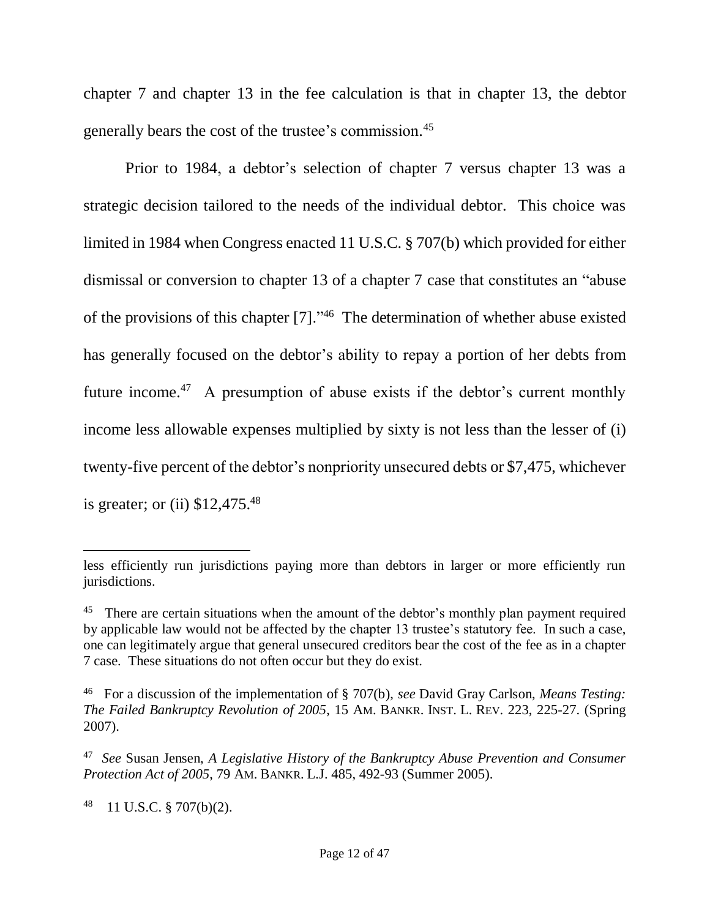chapter 7 and chapter 13 in the fee calculation is that in chapter 13, the debtor generally bears the cost of the trustee's commission.[45]

Prior to 1984, a debtor's selection of chapter 7 versus chapter 13 was a strategic decision tailored to the needs of the individual debtor. This choice was limited in 1984 when Congress enacted 11 U.S.C. § 707(b) which provided for either dismissal or conversion to chapter 13 of a chapter 7 case that constitutes an "abuse of the provisions of this chapter [7]."[46] The determination of whether abuse existed has generally focused on the debtor's ability to repay a portion of her debts from future income.[47] A presumption of abuse exists if the debtor's current monthly income less allowable expenses multiplied by sixty is not less than the lesser of (i) twenty-five percent of the debtor's nonpriority unsecured debts or $7,475, whichever is greater; or (ii) $12,475.[48]

---

less efficiently run jurisdictions paying more than debtors in larger or more efficiently run jurisdictions.

[45] There are certain situations when the amount of the debtor's monthly plan payment required by applicable law would not be affected by the chapter 13 trustee's statutory fee. In such a case, one can legitimately argue that general unsecured creditors bear the cost of the fee as in a chapter 7 case. These situations do not often occur but they do exist.

[46] For a discussion of the implementation of § 707(b), *see* David Gray Carlson, *Means Testing: The Failed Bankruptcy Revolution of 2005*, 15 AM. BANKR. INST. L. REV. 223, 225-27. (Spring 2007).

[47] *See* Susan Jensen, *A Legislative History of the Bankruptcy Abuse Prevention and Consumer Protection Act of 2005*, 79 AM. BANKR. L.J. 485, 492-93 (Summer 2005).

[48] 11 U.S.C. § 707(b)(2).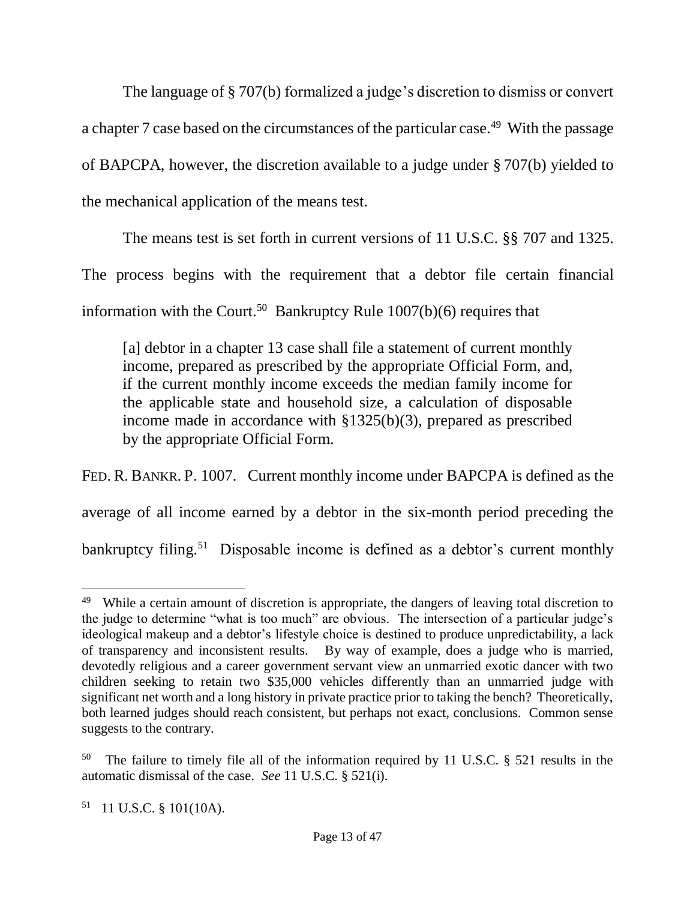The language of § 707(b) formalized a judge's discretion to dismiss or convert a chapter 7 case based on the circumstances of the particular case.[49] With the passage of BAPCPA, however, the discretion available to a judge under § 707(b) yielded to the mechanical application of the means test.

The means test is set forth in current versions of 11 U.S.C. §§ 707 and 1325. The process begins with the requirement that a debtor file certain financial information with the Court.[50] Bankruptcy Rule 1007(b)(6) requires that

> [a] debtor in a chapter 13 case shall file a statement of current monthly income, prepared as prescribed by the appropriate Official Form, and, if the current monthly income exceeds the median family income for the applicable state and household size, a calculation of disposable income made in accordance with §1325(b)(3), prepared as prescribed by the appropriate Official Form.

FED. R. BANKR. P. 1007. Current monthly income under BAPCPA is defined as the average of all income earned by a debtor in the six-month period preceding the bankruptcy filing.[51] Disposable income is defined as a debtor's current monthly

---

[49] While a certain amount of discretion is appropriate, the dangers of leaving total discretion to the judge to determine "what is too much" are obvious. The intersection of a particular judge's ideological makeup and a debtor's lifestyle choice is destined to produce unpredictability, a lack of transparency and inconsistent results. By way of example, does a judge who is married, devotedly religious and a career government servant view an unmarried exotic dancer with two children seeking to retain two $35,000 vehicles differently than an unmarried judge with significant net worth and a long history in private practice prior to taking the bench? Theoretically, both learned judges should reach consistent, but perhaps not exact, conclusions. Common sense suggests to the contrary.

[50] The failure to timely file all of the information required by 11 U.S.C. § 521 results in the automatic dismissal of the case. *See* 11 U.S.C. § 521(i).

[51] 11 U.S.C. § 101(10A).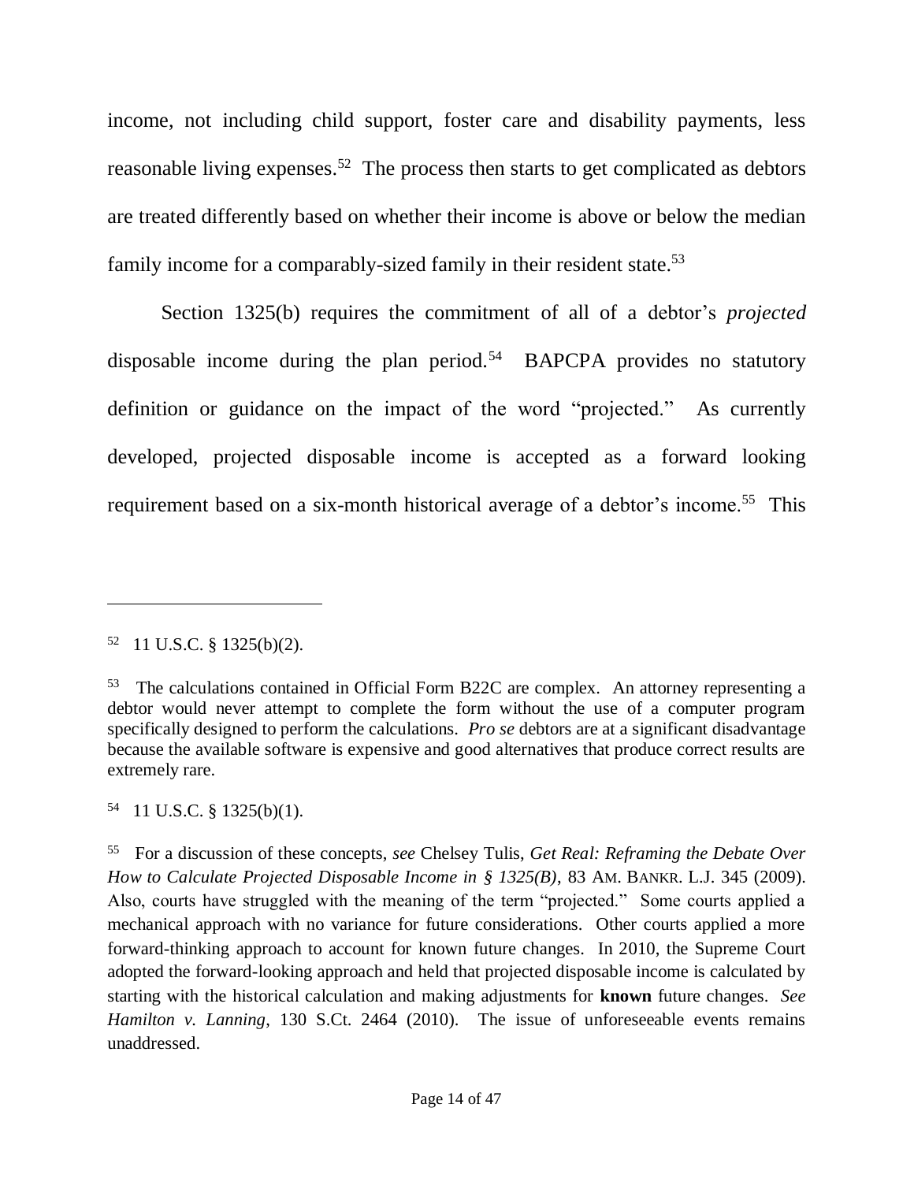income, not including child support, foster care and disability payments, less reasonable living expenses.[52] The process then starts to get complicated as debtors are treated differently based on whether their income is above or below the median family income for a comparably-sized family in their resident state.[53]

Section 1325(b) requires the commitment of all of a debtor's *projected* disposable income during the plan period.[54] BAPCPA provides no statutory definition or guidance on the impact of the word "projected." As currently developed, projected disposable income is accepted as a forward looking requirement based on a six-month historical average of a debtor's income.[55] This

---

[52] 11 U.S.C. § 1325(b)(2).

[53] The calculations contained in Official Form B22C are complex. An attorney representing a debtor would never attempt to complete the form without the use of a computer program specifically designed to perform the calculations. *Pro se* debtors are at a significant disadvantage because the available software is expensive and good alternatives that produce correct results are extremely rare.

[54] 11 U.S.C. § 1325(b)(1).

[55] For a discussion of these concepts, *see* Chelsey Tulis, *Get Real: Reframing the Debate Over How to Calculate Projected Disposable Income in § 1325(B)*, 83 AM. BANKR. L.J. 345 (2009). Also, courts have struggled with the meaning of the term "projected." Some courts applied a mechanical approach with no variance for future considerations. Other courts applied a more forward-thinking approach to account for known future changes. In 2010, the Supreme Court adopted the forward-looking approach and held that projected disposable income is calculated by starting with the historical calculation and making adjustments for **known** future changes. *See Hamilton v. Lanning*, 130 S.Ct. 2464 (2010). The issue of unforeseeable events remains unaddressed.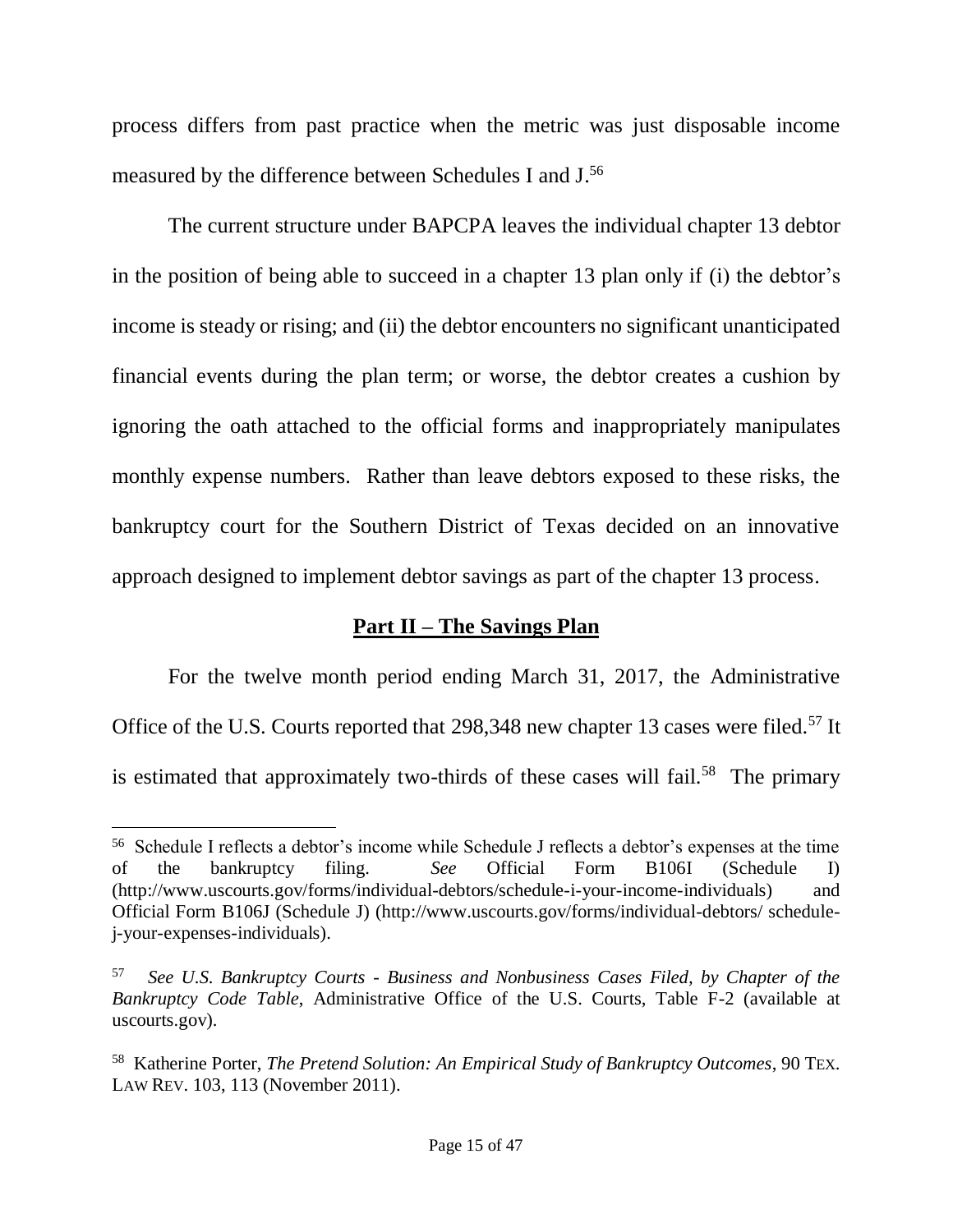process differs from past practice when the metric was just disposable income measured by the difference between Schedules I and J.[56]

The current structure under BAPCPA leaves the individual chapter 13 debtor in the position of being able to succeed in a chapter 13 plan only if (i) the debtor's income is steady or rising; and (ii) the debtor encounters no significant unanticipated financial events during the plan term; or worse, the debtor creates a cushion by ignoring the oath attached to the official forms and inappropriately manipulates monthly expense numbers. Rather than leave debtors exposed to these risks, the bankruptcy court for the Southern District of Texas decided on an innovative approach designed to implement debtor savings as part of the chapter 13 process.

## **Part II – The Savings Plan**

For the twelve month period ending March 31, 2017, the Administrative Office of the U.S. Courts reported that 298,348 new chapter 13 cases were filed.[57] It is estimated that approximately two-thirds of these cases will fail.[58] The primary

---

[56] Schedule I reflects a debtor's income while Schedule J reflects a debtor's expenses at the time of the bankruptcy filing. *See* Official Form B106I (Schedule I) (http://www.uscourts.gov/forms/individual-debtors/schedule-i-your-income-individuals) and Official Form B106J (Schedule J) (http://www.uscourts.gov/forms/individual-debtors/ schedule-j-your-expenses-individuals).

[57] *See U.S. Bankruptcy Courts - Business and Nonbusiness Cases Filed, by Chapter of the Bankruptcy Code Table*, Administrative Office of the U.S. Courts, Table F-2 (available at uscourts.gov).

[58] Katherine Porter, *The Pretend Solution: An Empirical Study of Bankruptcy Outcomes*, 90 TEX. LAW REV. 103, 113 (November 2011).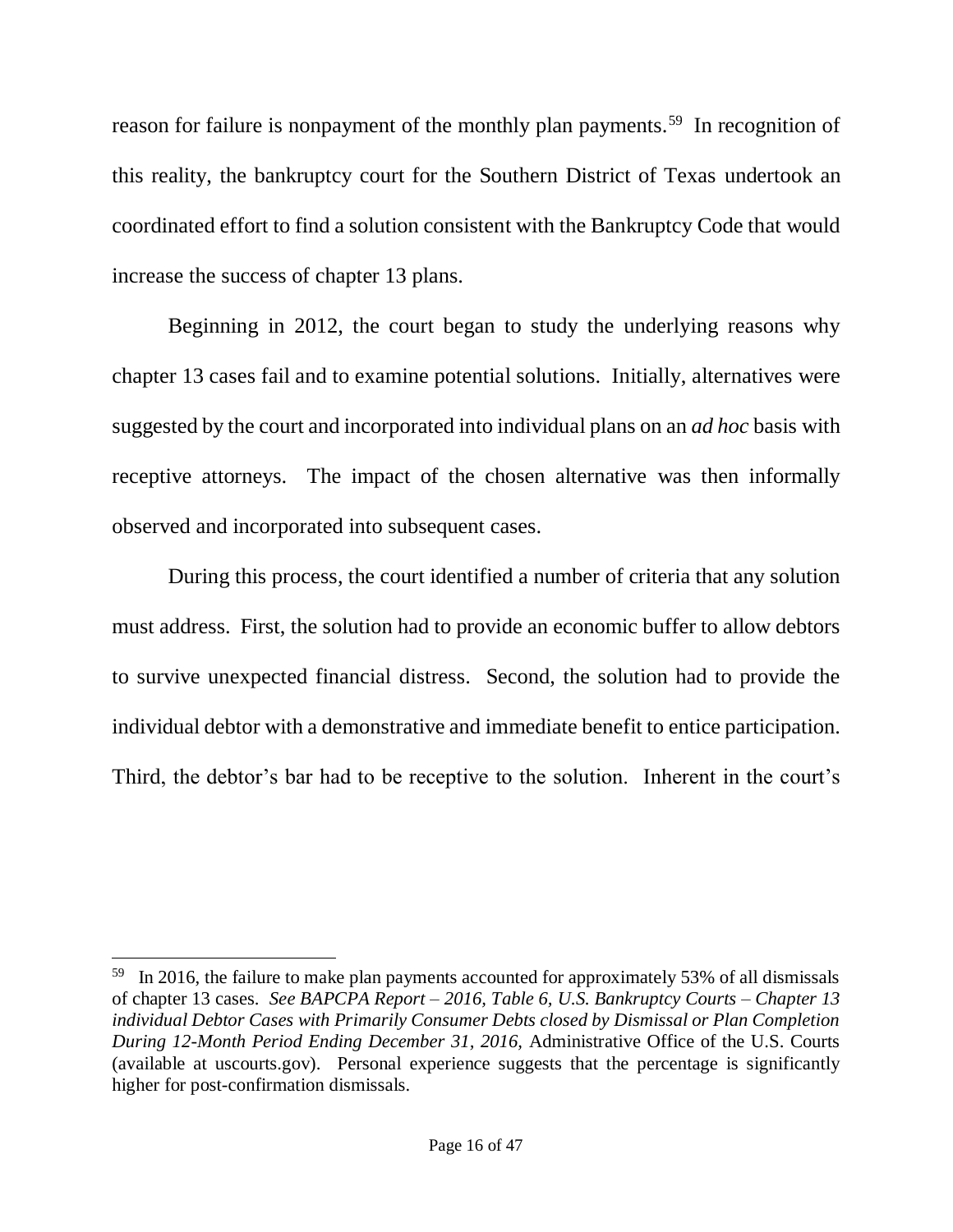reason for failure is nonpayment of the monthly plan payments.[59] In recognition of this reality, the bankruptcy court for the Southern District of Texas undertook an coordinated effort to find a solution consistent with the Bankruptcy Code that would increase the success of chapter 13 plans.

Beginning in 2012, the court began to study the underlying reasons why chapter 13 cases fail and to examine potential solutions. Initially, alternatives were suggested by the court and incorporated into individual plans on an *ad hoc* basis with receptive attorneys. The impact of the chosen alternative was then informally observed and incorporated into subsequent cases.

During this process, the court identified a number of criteria that any solution must address. First, the solution had to provide an economic buffer to allow debtors to survive unexpected financial distress. Second, the solution had to provide the individual debtor with a demonstrative and immediate benefit to entice participation. Third, the debtor's bar had to be receptive to the solution. Inherent in the court's

---

[59] In 2016, the failure to make plan payments accounted for approximately 53% of all dismissals of chapter 13 cases. *See BAPCPA Report – 2016, Table 6, U.S. Bankruptcy Courts – Chapter 13 individual Debtor Cases with Primarily Consumer Debts closed by Dismissal or Plan Completion During 12-Month Period Ending December 31, 2016,* Administrative Office of the U.S. Courts (available at uscourts.gov). Personal experience suggests that the percentage is significantly higher for post-confirmation dismissals.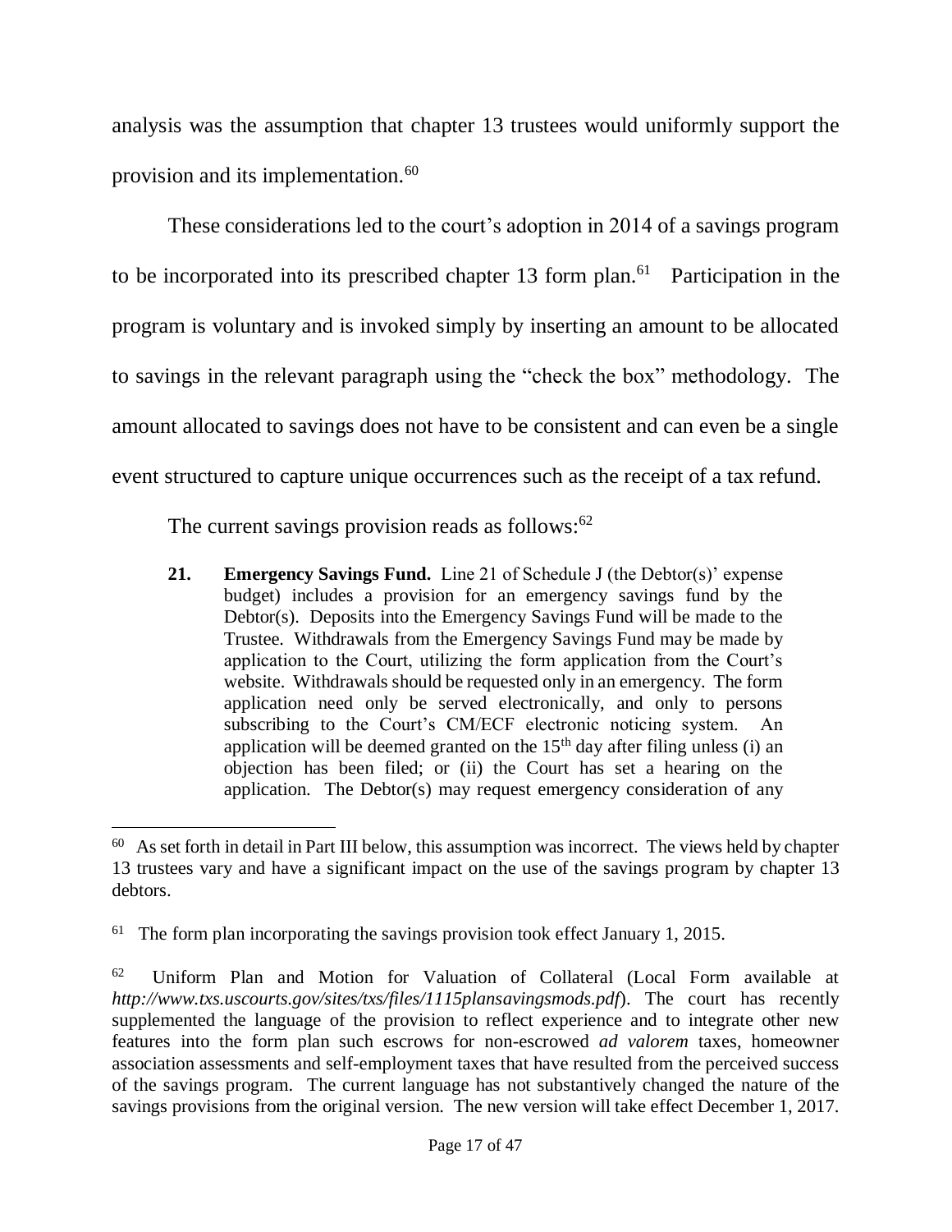analysis was the assumption that chapter 13 trustees would uniformly support the provision and its implementation.[60]

These considerations led to the court's adoption in 2014 of a savings program to be incorporated into its prescribed chapter 13 form plan.[61] Participation in the program is voluntary and is invoked simply by inserting an amount to be allocated to savings in the relevant paragraph using the "check the box" methodology. The amount allocated to savings does not have to be consistent and can even be a single event structured to capture unique occurrences such as the receipt of a tax refund.

The current savings provision reads as follows:[62]

> **21. Emergency Savings Fund.** Line 21 of Schedule J (the Debtor(s)' expense budget) includes a provision for an emergency savings fund by the Debtor(s). Deposits into the Emergency Savings Fund will be made to the Trustee. Withdrawals from the Emergency Savings Fund may be made by application to the Court, utilizing the form application from the Court's website. Withdrawals should be requested only in an emergency. The form application need only be served electronically, and only to persons subscribing to the Court's CM/ECF electronic noticing system. An application will be deemed granted on the 15th day after filing unless (i) an objection has been filed; or (ii) the Court has set a hearing on the application. The Debtor(s) may request emergency consideration of any

---

[60] As set forth in detail in Part III below, this assumption was incorrect. The views held by chapter 13 trustees vary and have a significant impact on the use of the savings program by chapter 13 debtors.

[61] The form plan incorporating the savings provision took effect January 1, 2015.

[62] Uniform Plan and Motion for Valuation of Collateral (Local Form available at *http://www.txs.uscourts.gov/sites/txs/files/1115plansavingsmods.pdf*). The court has recently supplemented the language of the provision to reflect experience and to integrate other new features into the form plan such escrows for non-escrowed *ad valorem* taxes, homeowner association assessments and self-employment taxes that have resulted from the perceived success of the savings program. The current language has not substantively changed the nature of the savings provisions from the original version. The new version will take effect December 1, 2017.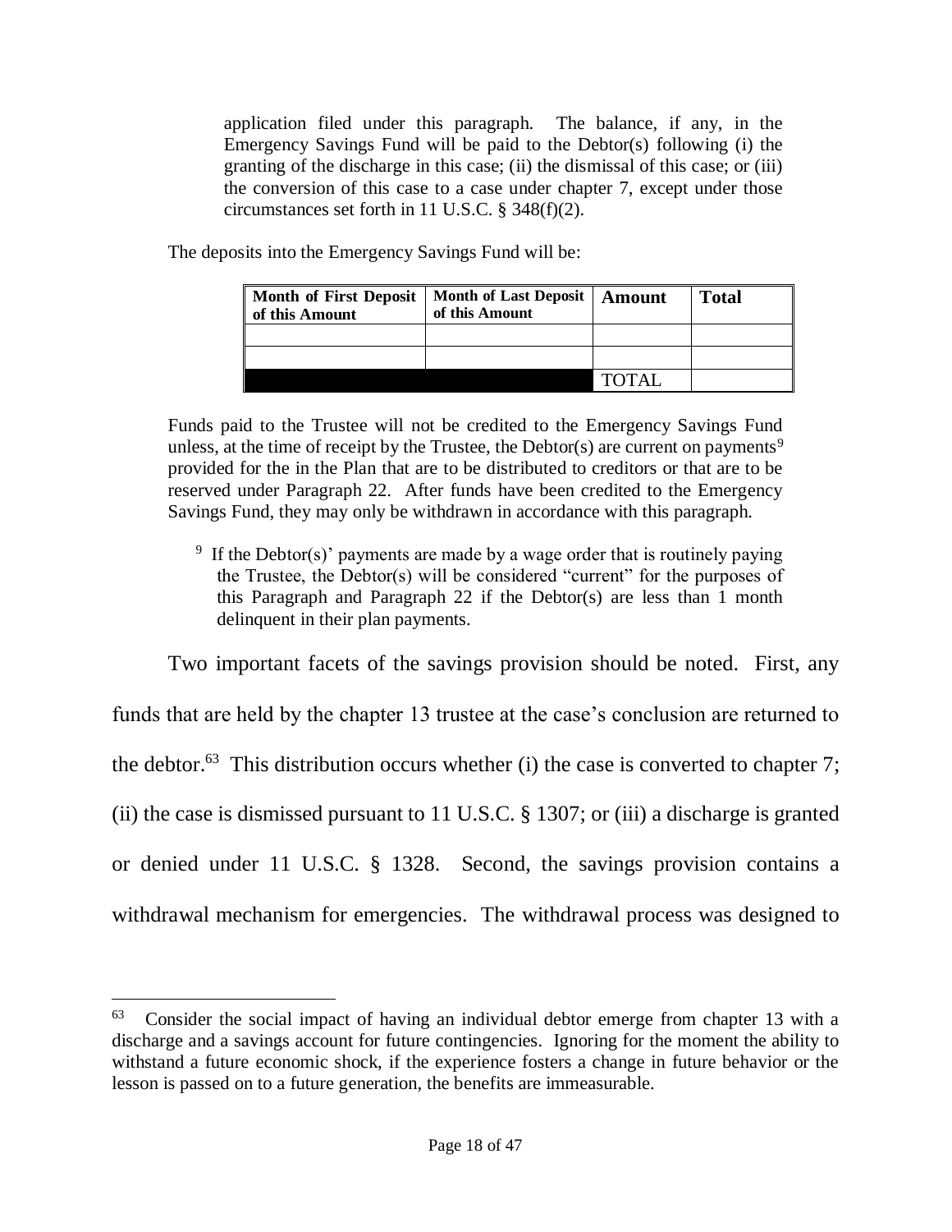application filed under this paragraph. The balance, if any, in the Emergency Savings Fund will be paid to the Debtor(s) following (i) the granting of the discharge in this case; (ii) the dismissal of this case; or (iii) the conversion of this case to a case under chapter 7, except under those circumstances set forth in 11 U.S.C. § 348(f)(2).

The deposits into the Emergency Savings Fund will be:

| **Month of First Deposit of this Amount** | **Month of Last Deposit of this Amount** | **Amount** | **Total** |
|---|---|---|---|
| | | | |
| | | | |
| | | TOTAL | |

Funds paid to the Trustee will not be credited to the Emergency Savings Fund unless, at the time of receipt by the Trustee, the Debtor(s) are current on payments[9] provided for the in the Plan that are to be distributed to creditors or that are to be reserved under Paragraph 22. After funds have been credited to the Emergency Savings Fund, they may only be withdrawn in accordance with this paragraph.

[9] If the Debtor(s)' payments are made by a wage order that is routinely paying the Trustee, the Debtor(s) will be considered "current" for the purposes of this Paragraph and Paragraph 22 if the Debtor(s) are less than 1 month delinquent in their plan payments.

Two important facets of the savings provision should be noted. First, any funds that are held by the chapter 13 trustee at the case's conclusion are returned to the debtor.[63] This distribution occurs whether (i) the case is converted to chapter 7; (ii) the case is dismissed pursuant to 11 U.S.C. § 1307; or (iii) a discharge is granted or denied under 11 U.S.C. § 1328. Second, the savings provision contains a withdrawal mechanism for emergencies. The withdrawal process was designed to

[63] Consider the social impact of having an individual debtor emerge from chapter 13 with a discharge and a savings account for future contingencies. Ignoring for the moment the ability to withstand a future economic shock, if the experience fosters a change in future behavior or the lesson is passed on to a future generation, the benefits are immeasurable.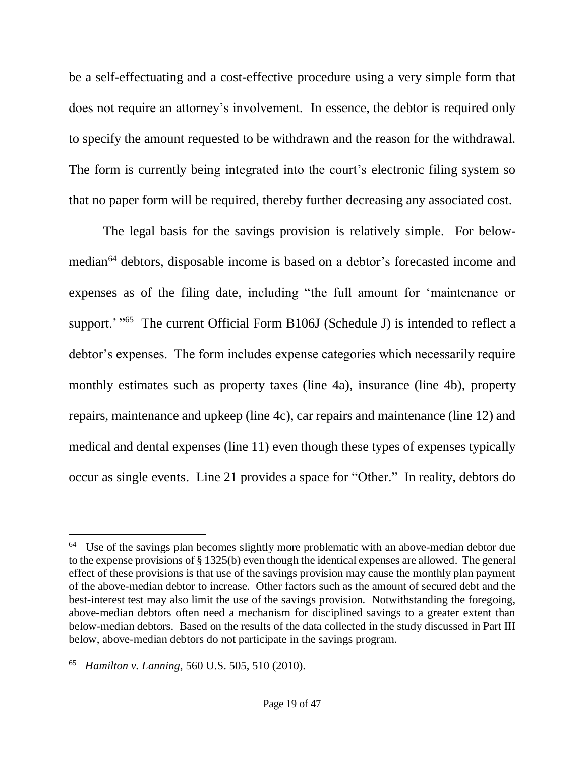be a self-effectuating and a cost-effective procedure using a very simple form that does not require an attorney's involvement. In essence, the debtor is required only to specify the amount requested to be withdrawn and the reason for the withdrawal. The form is currently being integrated into the court's electronic filing system so that no paper form will be required, thereby further decreasing any associated cost.

The legal basis for the savings provision is relatively simple. For below-median[64] debtors, disposable income is based on a debtor's forecasted income and expenses as of the filing date, including "the full amount for 'maintenance or support.' "[65] The current Official Form B106J (Schedule J) is intended to reflect a debtor's expenses. The form includes expense categories which necessarily require monthly estimates such as property taxes (line 4a), insurance (line 4b), property repairs, maintenance and upkeep (line 4c), car repairs and maintenance (line 12) and medical and dental expenses (line 11) even though these types of expenses typically occur as single events. Line 21 provides a space for "Other." In reality, debtors do

---

[64] Use of the savings plan becomes slightly more problematic with an above-median debtor due to the expense provisions of § 1325(b) even though the identical expenses are allowed. The general effect of these provisions is that use of the savings provision may cause the monthly plan payment of the above-median debtor to increase. Other factors such as the amount of secured debt and the best-interest test may also limit the use of the savings provision. Notwithstanding the foregoing, above-median debtors often need a mechanism for disciplined savings to a greater extent than below-median debtors. Based on the results of the data collected in the study discussed in Part III below, above-median debtors do not participate in the savings program.

[65] *Hamilton v. Lanning*, 560 U.S. 505, 510 (2010).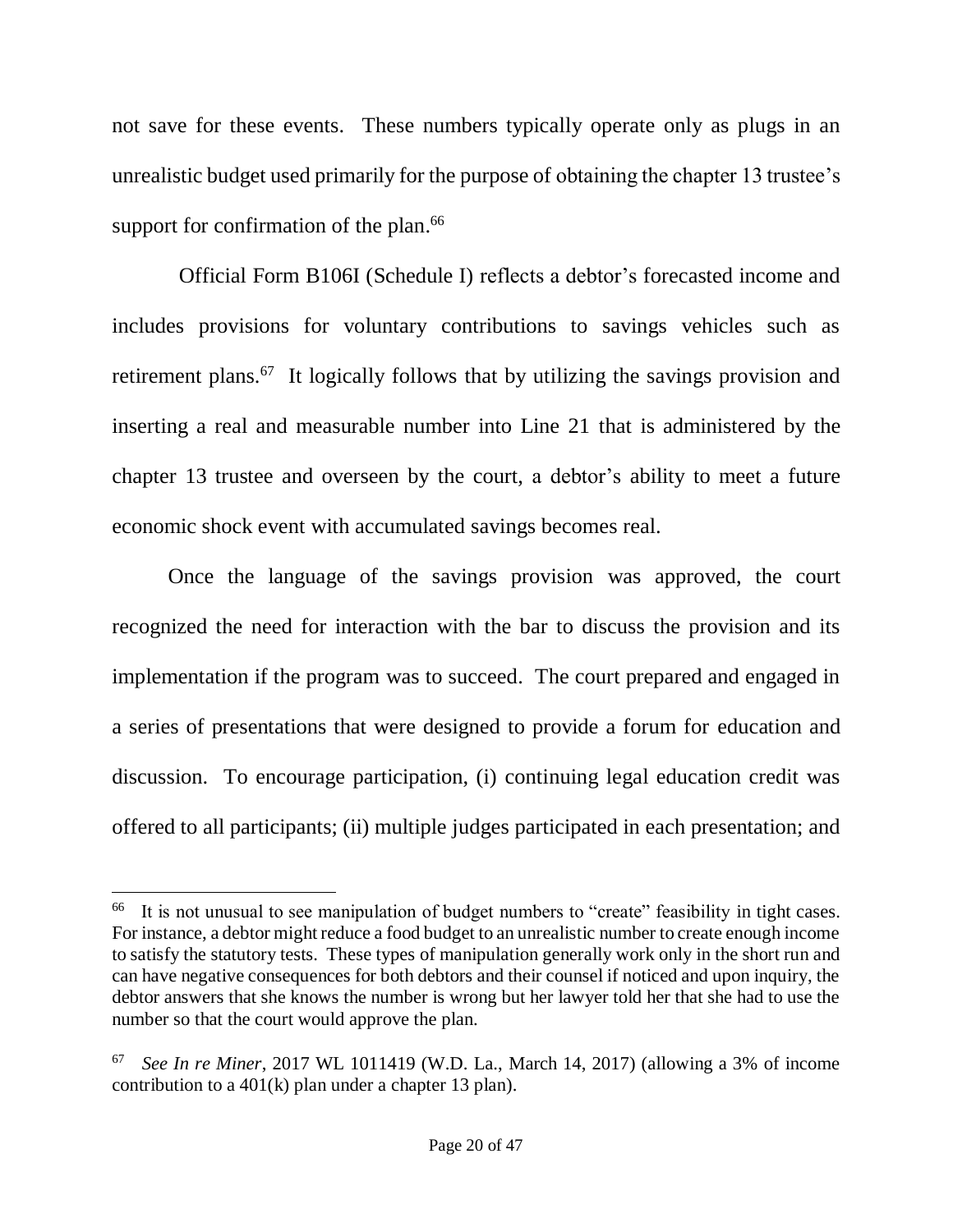not save for these events. These numbers typically operate only as plugs in an unrealistic budget used primarily for the purpose of obtaining the chapter 13 trustee's support for confirmation of the plan.[66]

Official Form B106I (Schedule I) reflects a debtor's forecasted income and includes provisions for voluntary contributions to savings vehicles such as retirement plans.[67] It logically follows that by utilizing the savings provision and inserting a real and measurable number into Line 21 that is administered by the chapter 13 trustee and overseen by the court, a debtor's ability to meet a future economic shock event with accumulated savings becomes real.

Once the language of the savings provision was approved, the court recognized the need for interaction with the bar to discuss the provision and its implementation if the program was to succeed. The court prepared and engaged in a series of presentations that were designed to provide a forum for education and discussion. To encourage participation, (i) continuing legal education credit was offered to all participants; (ii) multiple judges participated in each presentation; and

---

[66] It is not unusual to see manipulation of budget numbers to "create" feasibility in tight cases. For instance, a debtor might reduce a food budget to an unrealistic number to create enough income to satisfy the statutory tests. These types of manipulation generally work only in the short run and can have negative consequences for both debtors and their counsel if noticed and upon inquiry, the debtor answers that she knows the number is wrong but her lawyer told her that she had to use the number so that the court would approve the plan.

[67] *See In re Miner*, 2017 WL 1011419 (W.D. La., March 14, 2017) (allowing a 3% of income contribution to a 401(k) plan under a chapter 13 plan).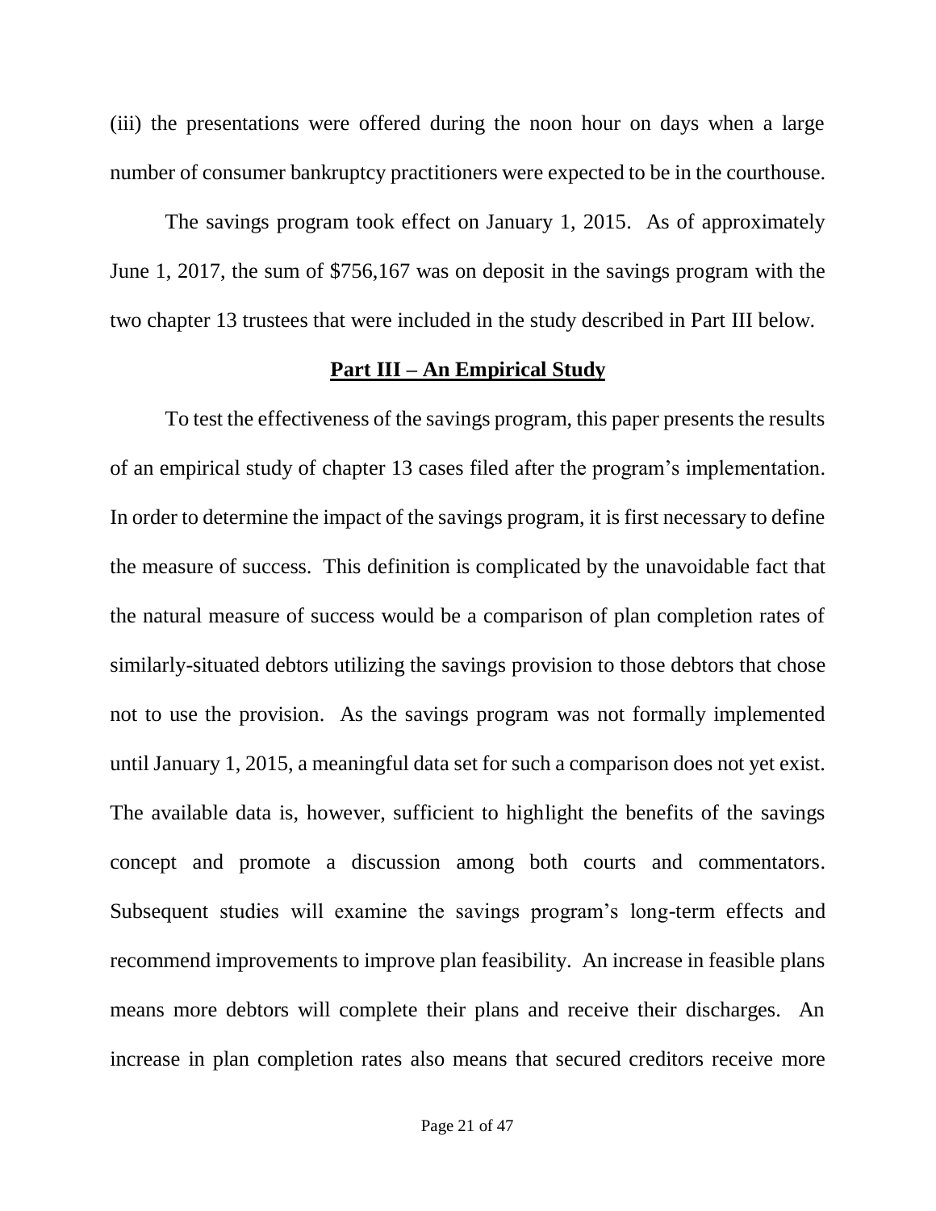(iii) the presentations were offered during the noon hour on days when a large number of consumer bankruptcy practitioners were expected to be in the courthouse.

The savings program took effect on January 1, 2015. As of approximately June 1, 2017, the sum of $756,167 was on deposit in the savings program with the two chapter 13 trustees that were included in the study described in Part III below.

## **Part III – An Empirical Study**

To test the effectiveness of the savings program, this paper presents the results of an empirical study of chapter 13 cases filed after the program's implementation. In order to determine the impact of the savings program, it is first necessary to define the measure of success. This definition is complicated by the unavoidable fact that the natural measure of success would be a comparison of plan completion rates of similarly-situated debtors utilizing the savings provision to those debtors that chose not to use the provision. As the savings program was not formally implemented until January 1, 2015, a meaningful data set for such a comparison does not yet exist. The available data is, however, sufficient to highlight the benefits of the savings concept and promote a discussion among both courts and commentators. Subsequent studies will examine the savings program's long-term effects and recommend improvements to improve plan feasibility. An increase in feasible plans means more debtors will complete their plans and receive their discharges. An increase in plan completion rates also means that secured creditors receive more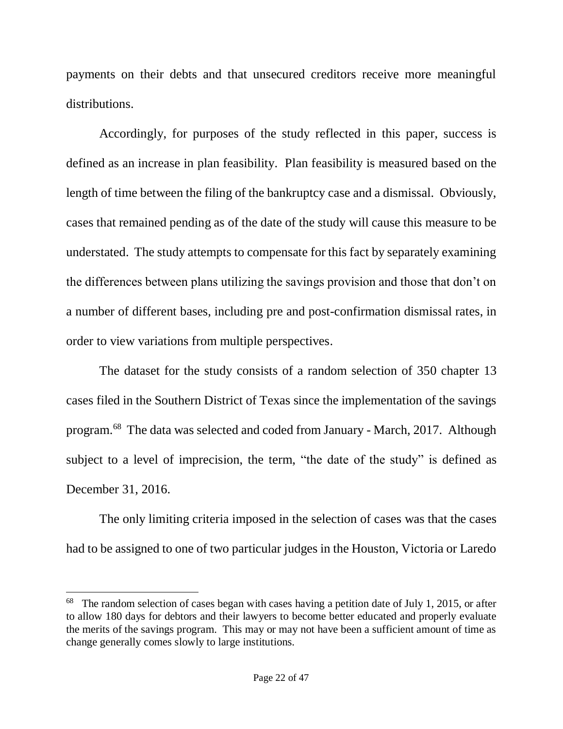payments on their debts and that unsecured creditors receive more meaningful distributions.

Accordingly, for purposes of the study reflected in this paper, success is defined as an increase in plan feasibility. Plan feasibility is measured based on the length of time between the filing of the bankruptcy case and a dismissal. Obviously, cases that remained pending as of the date of the study will cause this measure to be understated. The study attempts to compensate for this fact by separately examining the differences between plans utilizing the savings provision and those that don't on a number of different bases, including pre and post-confirmation dismissal rates, in order to view variations from multiple perspectives.

The dataset for the study consists of a random selection of 350 chapter 13 cases filed in the Southern District of Texas since the implementation of the savings program.[68] The data was selected and coded from January - March, 2017. Although subject to a level of imprecision, the term, "the date of the study" is defined as December 31, 2016.

The only limiting criteria imposed in the selection of cases was that the cases had to be assigned to one of two particular judges in the Houston, Victoria or Laredo

[68] The random selection of cases began with cases having a petition date of July 1, 2015, or after to allow 180 days for debtors and their lawyers to become better educated and properly evaluate the merits of the savings program. This may or may not have been a sufficient amount of time as change generally comes slowly to large institutions.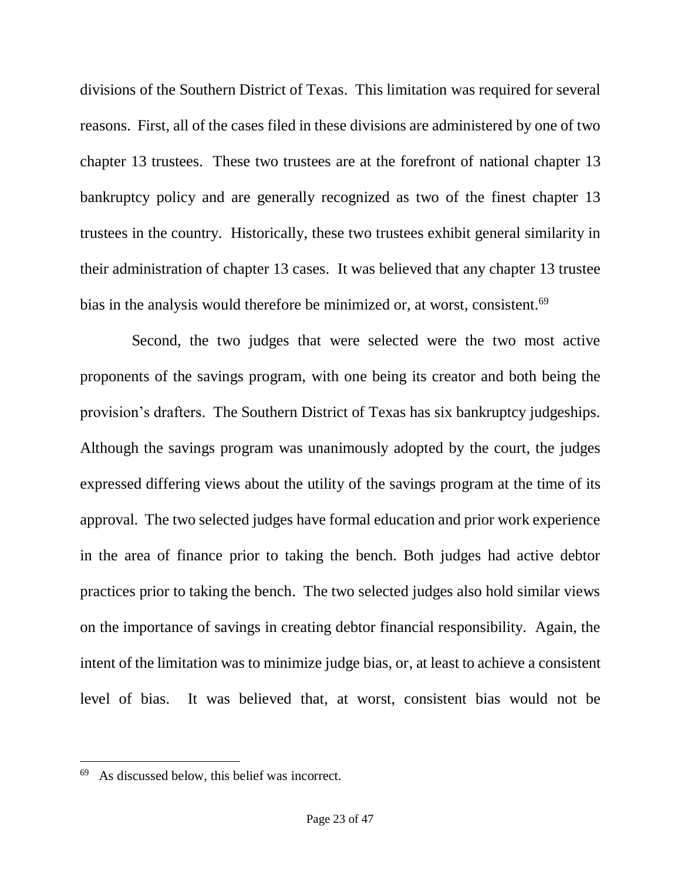divisions of the Southern District of Texas. This limitation was required for several reasons. First, all of the cases filed in these divisions are administered by one of two chapter 13 trustees. These two trustees are at the forefront of national chapter 13 bankruptcy policy and are generally recognized as two of the finest chapter 13 trustees in the country. Historically, these two trustees exhibit general similarity in their administration of chapter 13 cases. It was believed that any chapter 13 trustee bias in the analysis would therefore be minimized or, at worst, consistent.[69]

Second, the two judges that were selected were the two most active proponents of the savings program, with one being its creator and both being the provision's drafters. The Southern District of Texas has six bankruptcy judgeships. Although the savings program was unanimously adopted by the court, the judges expressed differing views about the utility of the savings program at the time of its approval. The two selected judges have formal education and prior work experience in the area of finance prior to taking the bench. Both judges had active debtor practices prior to taking the bench. The two selected judges also hold similar views on the importance of savings in creating debtor financial responsibility. Again, the intent of the limitation was to minimize judge bias, or, at least to achieve a consistent level of bias. It was believed that, at worst, consistent bias would not be

---

[69] As discussed below, this belief was incorrect.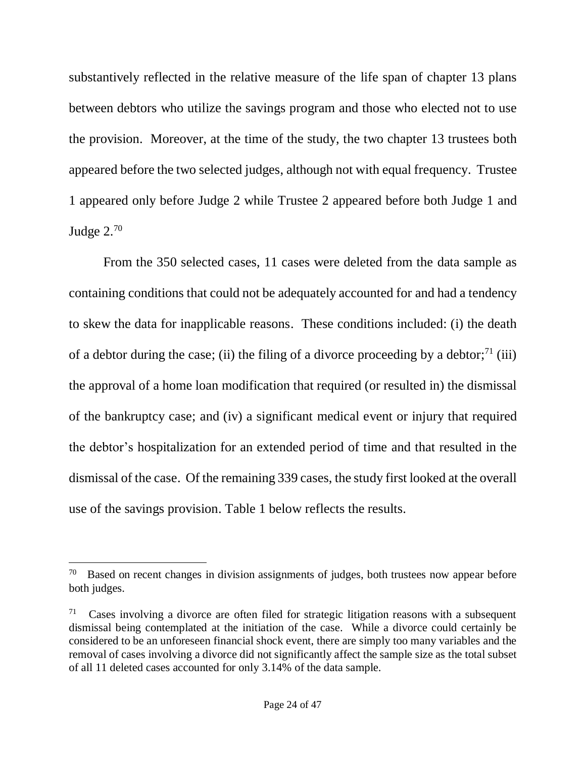substantively reflected in the relative measure of the life span of chapter 13 plans between debtors who utilize the savings program and those who elected not to use the provision. Moreover, at the time of the study, the two chapter 13 trustees both appeared before the two selected judges, although not with equal frequency. Trustee 1 appeared only before Judge 2 while Trustee 2 appeared before both Judge 1 and Judge 2.[70]

From the 350 selected cases, 11 cases were deleted from the data sample as containing conditions that could not be adequately accounted for and had a tendency to skew the data for inapplicable reasons. These conditions included: (i) the death of a debtor during the case; (ii) the filing of a divorce proceeding by a debtor;[71] (iii) the approval of a home loan modification that required (or resulted in) the dismissal of the bankruptcy case; and (iv) a significant medical event or injury that required the debtor's hospitalization for an extended period of time and that resulted in the dismissal of the case. Of the remaining 339 cases, the study first looked at the overall use of the savings provision. Table 1 below reflects the results.

---

[70] Based on recent changes in division assignments of judges, both trustees now appear before both judges.

[71] Cases involving a divorce are often filed for strategic litigation reasons with a subsequent dismissal being contemplated at the initiation of the case. While a divorce could certainly be considered to be an unforeseen financial shock event, there are simply too many variables and the removal of cases involving a divorce did not significantly affect the sample size as the total subset of all 11 deleted cases accounted for only 3.14% of the data sample.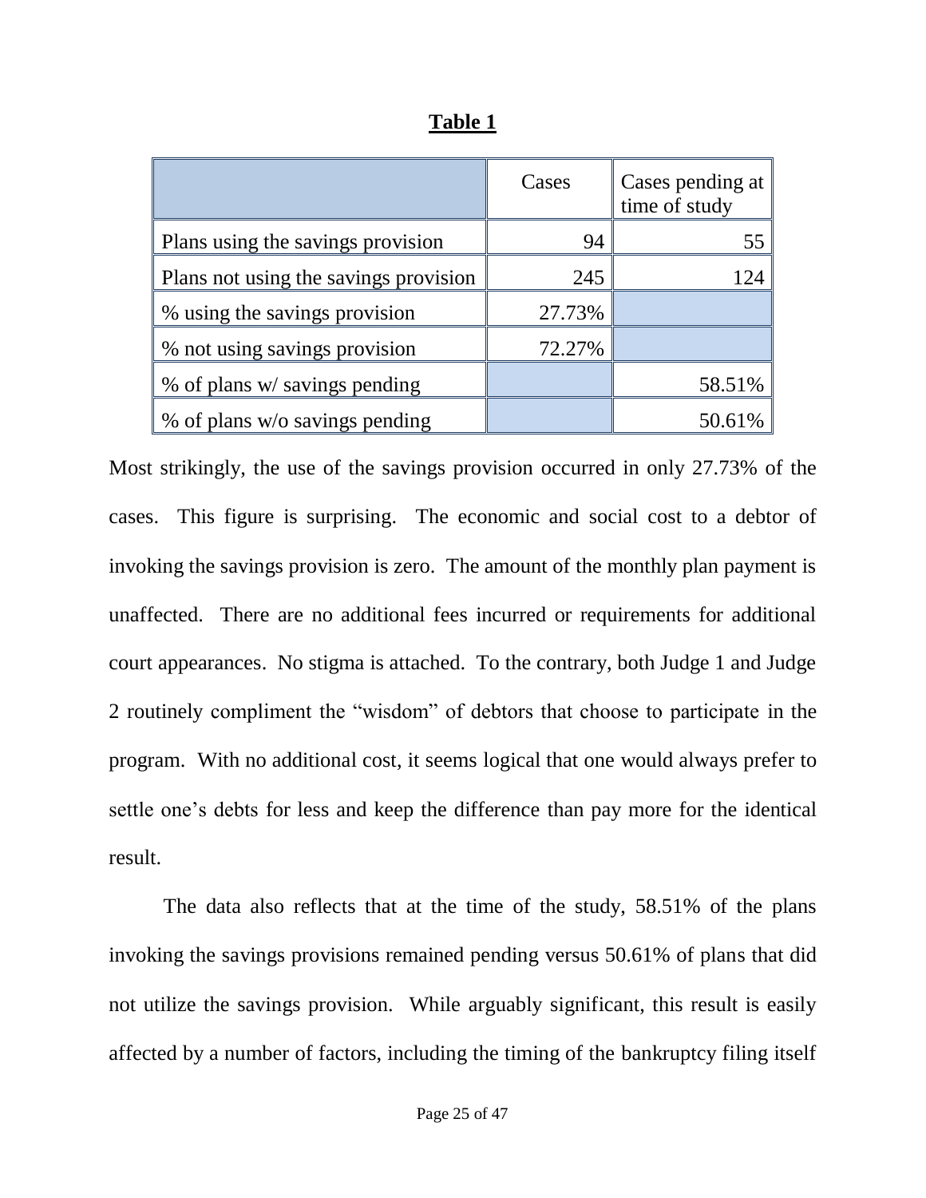**Table 1**

| | Cases | Cases pending at time of study |
|---|---|---|
| Plans using the savings provision | 94 | 55 |
| Plans not using the savings provision | 245 | 124 |
| % using the savings provision | 27.73% | |
| % not using savings provision | 72.27% | |
| % of plans w/ savings pending | | 58.51% |
| % of plans w/o savings pending | | 50.61% |

Most strikingly, the use of the savings provision occurred in only 27.73% of the cases. This figure is surprising. The economic and social cost to a debtor of invoking the savings provision is zero. The amount of the monthly plan payment is unaffected. There are no additional fees incurred or requirements for additional court appearances. No stigma is attached. To the contrary, both Judge 1 and Judge 2 routinely compliment the "wisdom" of debtors that choose to participate in the program. With no additional cost, it seems logical that one would always prefer to settle one's debts for less and keep the difference than pay more for the identical result.

The data also reflects that at the time of the study, 58.51% of the plans invoking the savings provisions remained pending versus 50.61% of plans that did not utilize the savings provision. While arguably significant, this result is easily affected by a number of factors, including the timing of the bankruptcy filing itself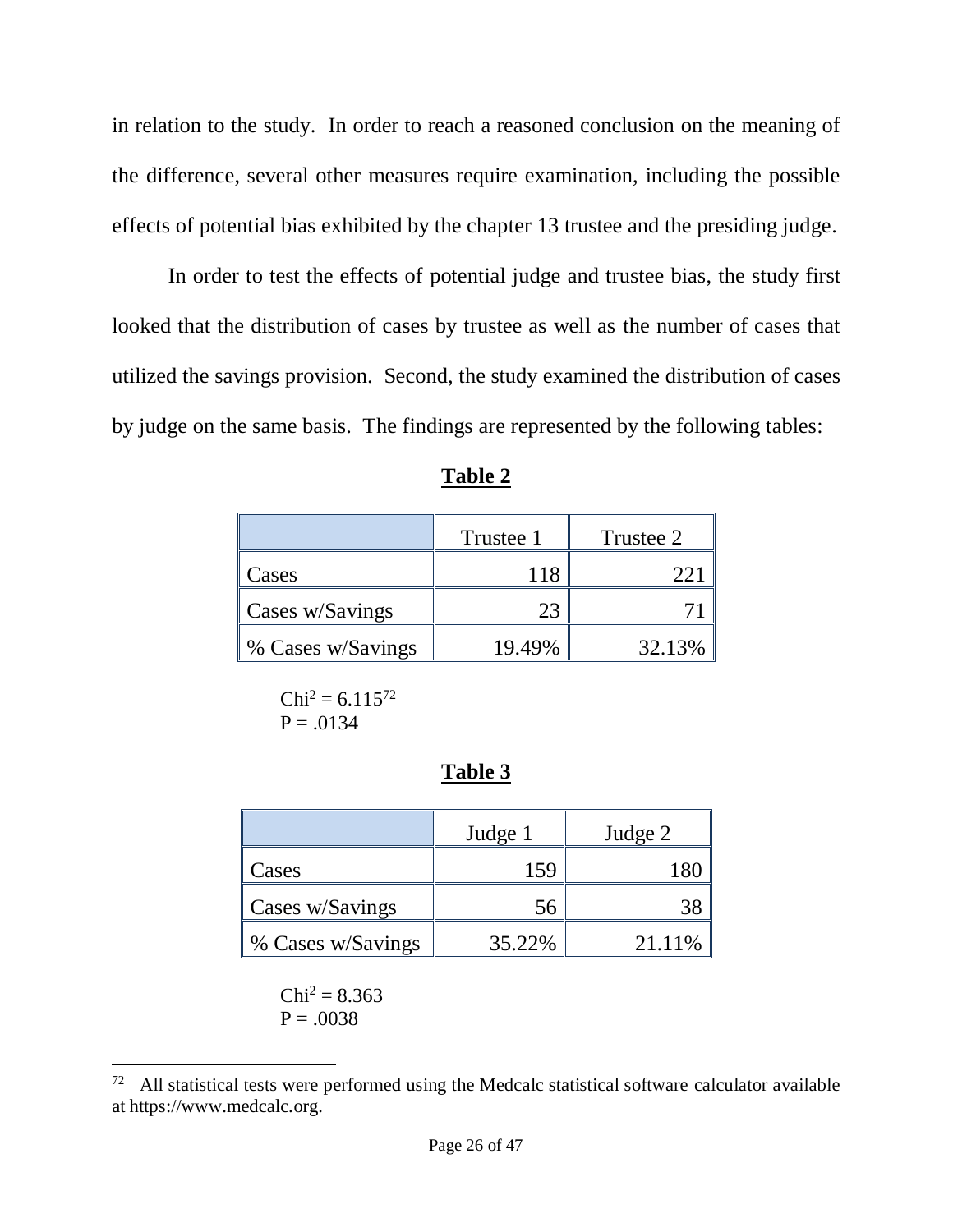in relation to the study. In order to reach a reasoned conclusion on the meaning of the difference, several other measures require examination, including the possible effects of potential bias exhibited by the chapter 13 trustee and the presiding judge.

In order to test the effects of potential judge and trustee bias, the study first looked that the distribution of cases by trustee as well as the number of cases that utilized the savings provision. Second, the study examined the distribution of cases by judge on the same basis. The findings are represented by the following tables:

**Table 2**

| | Trustee 1 | Trustee 2 |
|---|---:|---:|
| Cases | 118 | 221 |
| Cases w/Savings | 23 | 71 |
| % Cases w/Savings | 19.49% | 32.13% |

$Chi^2 = 6.115$[72]
P = .0134

**Table 3**

| | Judge 1 | Judge 2 |
|---|---:|---:|
| Cases | 159 | 180 |
| Cases w/Savings | 56 | 38 |
| % Cases w/Savings | 35.22% | 21.11% |

$Chi^2 = 8.363$
P = .0038

---

[72] All statistical tests were performed using the Medcalc statistical software calculator available at https://www.medcalc.org.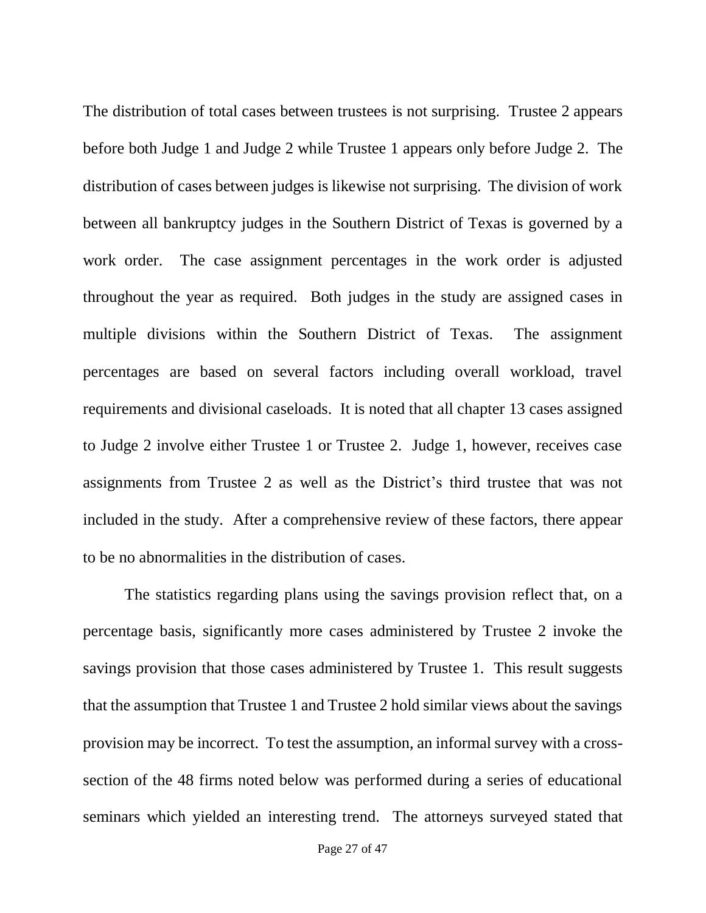The distribution of total cases between trustees is not surprising. Trustee 2 appears before both Judge 1 and Judge 2 while Trustee 1 appears only before Judge 2. The distribution of cases between judges is likewise not surprising. The division of work between all bankruptcy judges in the Southern District of Texas is governed by a work order. The case assignment percentages in the work order is adjusted throughout the year as required. Both judges in the study are assigned cases in multiple divisions within the Southern District of Texas. The assignment percentages are based on several factors including overall workload, travel requirements and divisional caseloads. It is noted that all chapter 13 cases assigned to Judge 2 involve either Trustee 1 or Trustee 2. Judge 1, however, receives case assignments from Trustee 2 as well as the District's third trustee that was not included in the study. After a comprehensive review of these factors, there appear to be no abnormalities in the distribution of cases.

The statistics regarding plans using the savings provision reflect that, on a percentage basis, significantly more cases administered by Trustee 2 invoke the savings provision that those cases administered by Trustee 1. This result suggests that the assumption that Trustee 1 and Trustee 2 hold similar views about the savings provision may be incorrect. To test the assumption, an informal survey with a cross-section of the 48 firms noted below was performed during a series of educational seminars which yielded an interesting trend. The attorneys surveyed stated that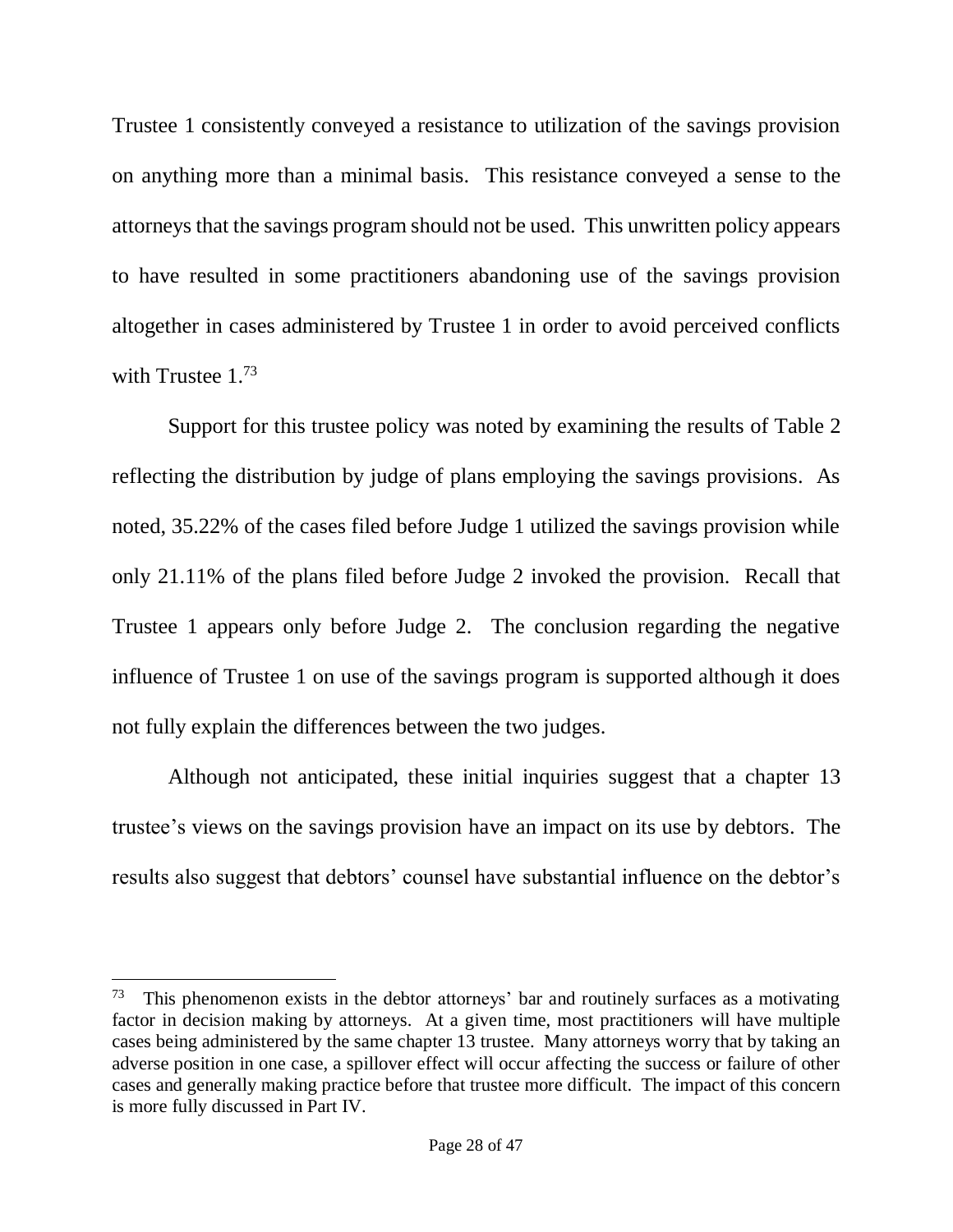Trustee 1 consistently conveyed a resistance to utilization of the savings provision on anything more than a minimal basis. This resistance conveyed a sense to the attorneys that the savings program should not be used. This unwritten policy appears to have resulted in some practitioners abandoning use of the savings provision altogether in cases administered by Trustee 1 in order to avoid perceived conflicts with Trustee 1.[73]

Support for this trustee policy was noted by examining the results of Table 2 reflecting the distribution by judge of plans employing the savings provisions. As noted, 35.22% of the cases filed before Judge 1 utilized the savings provision while only 21.11% of the plans filed before Judge 2 invoked the provision. Recall that Trustee 1 appears only before Judge 2. The conclusion regarding the negative influence of Trustee 1 on use of the savings program is supported although it does not fully explain the differences between the two judges.

Although not anticipated, these initial inquiries suggest that a chapter 13 trustee's views on the savings provision have an impact on its use by debtors. The results also suggest that debtors' counsel have substantial influence on the debtor's

---

[73] This phenomenon exists in the debtor attorneys' bar and routinely surfaces as a motivating factor in decision making by attorneys. At a given time, most practitioners will have multiple cases being administered by the same chapter 13 trustee. Many attorneys worry that by taking an adverse position in one case, a spillover effect will occur affecting the success or failure of other cases and generally making practice before that trustee more difficult. The impact of this concern is more fully discussed in Part IV.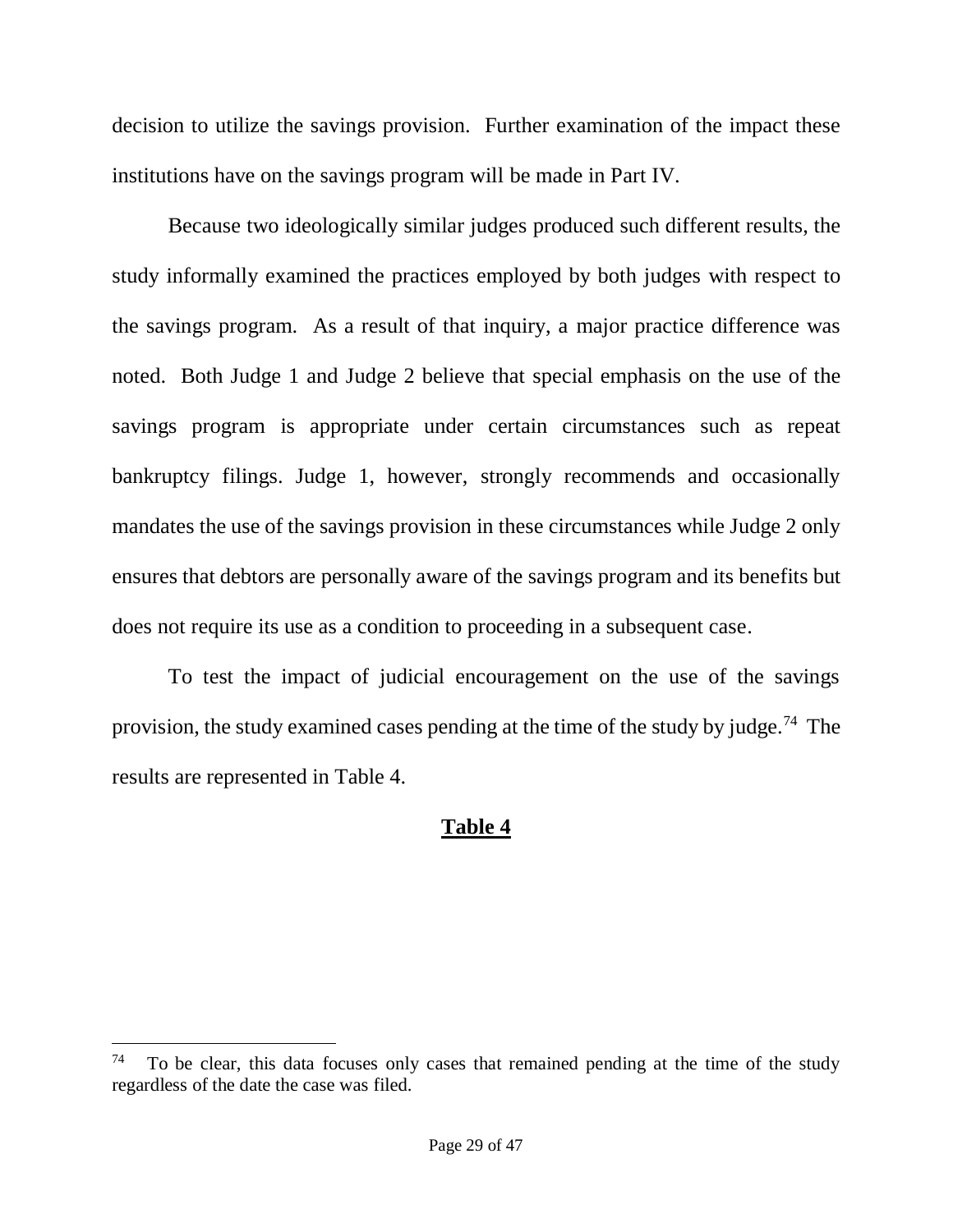decision to utilize the savings provision. Further examination of the impact these institutions have on the savings program will be made in Part IV.

Because two ideologically similar judges produced such different results, the study informally examined the practices employed by both judges with respect to the savings program. As a result of that inquiry, a major practice difference was noted. Both Judge 1 and Judge 2 believe that special emphasis on the use of the savings program is appropriate under certain circumstances such as repeat bankruptcy filings. Judge 1, however, strongly recommends and occasionally mandates the use of the savings provision in these circumstances while Judge 2 only ensures that debtors are personally aware of the savings program and its benefits but does not require its use as a condition to proceeding in a subsequent case.

To test the impact of judicial encouragement on the use of the savings provision, the study examined cases pending at the time of the study by judge.[74] The results are represented in Table 4.

**Table 4**

---

[74] To be clear, this data focuses only cases that remained pending at the time of the study regardless of the date the case was filed.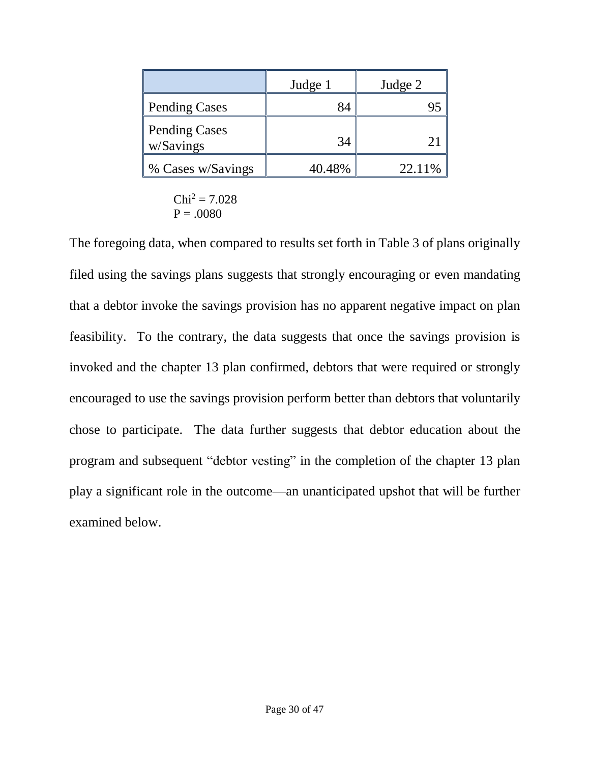| | Judge 1 | Judge 2 |
|---|---|---|
| Pending Cases | 84 | 95 |
| Pending Cases w/Savings | 34 | 21 |
| % Cases w/Savings | 40.48% | 22.11% |

$Chi^2 = 7.028$
P = .0080

The foregoing data, when compared to results set forth in Table 3 of plans originally filed using the savings plans suggests that strongly encouraging or even mandating that a debtor invoke the savings provision has no apparent negative impact on plan feasibility. To the contrary, the data suggests that once the savings provision is invoked and the chapter 13 plan confirmed, debtors that were required or strongly encouraged to use the savings provision perform better than debtors that voluntarily chose to participate. The data further suggests that debtor education about the program and subsequent "debtor vesting" in the completion of the chapter 13 plan play a significant role in the outcome—an unanticipated upshot that will be further examined below.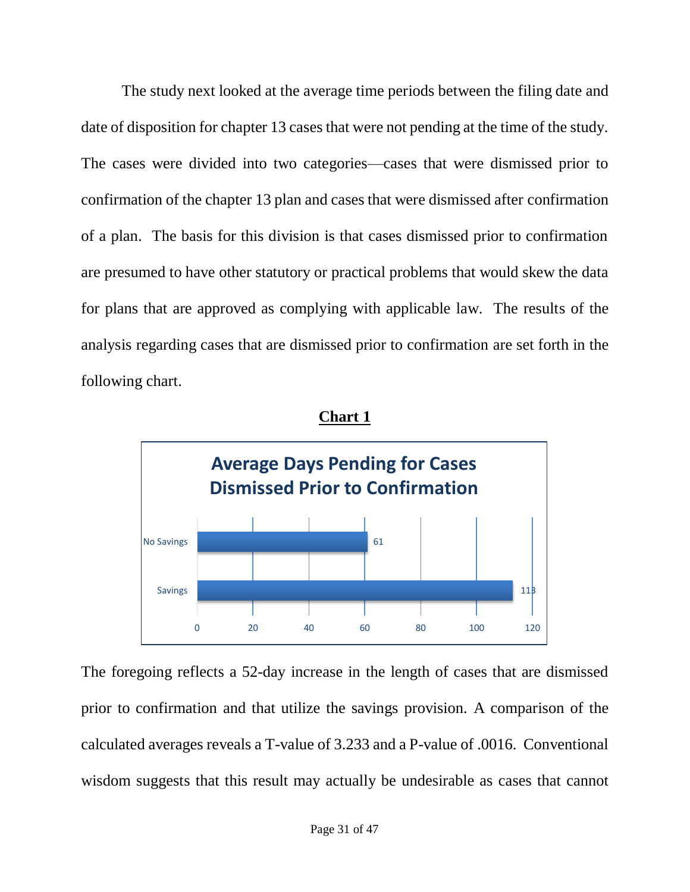The study next looked at the average time periods between the filing date and date of disposition for chapter 13 cases that were not pending at the time of the study. The cases were divided into two categories—cases that were dismissed prior to confirmation of the chapter 13 plan and cases that were dismissed after confirmation of a plan. The basis for this division is that cases dismissed prior to confirmation are presumed to have other statutory or practical problems that would skew the data for plans that are approved as complying with applicable law. The results of the analysis regarding cases that are dismissed prior to confirmation are set forth in the following chart.

**Chart 1**

**Average Days Pending for Cases Dismissed Prior to Confirmation**

| Category | Average Days Pending |
|---|---|
| No Savings | 61 |
| Savings | 113 |

The foregoing reflects a 52-day increase in the length of cases that are dismissed prior to confirmation and that utilize the savings provision. A comparison of the calculated averages reveals a T-value of 3.233 and a P-value of .0016. Conventional wisdom suggests that this result may actually be undesirable as cases that cannot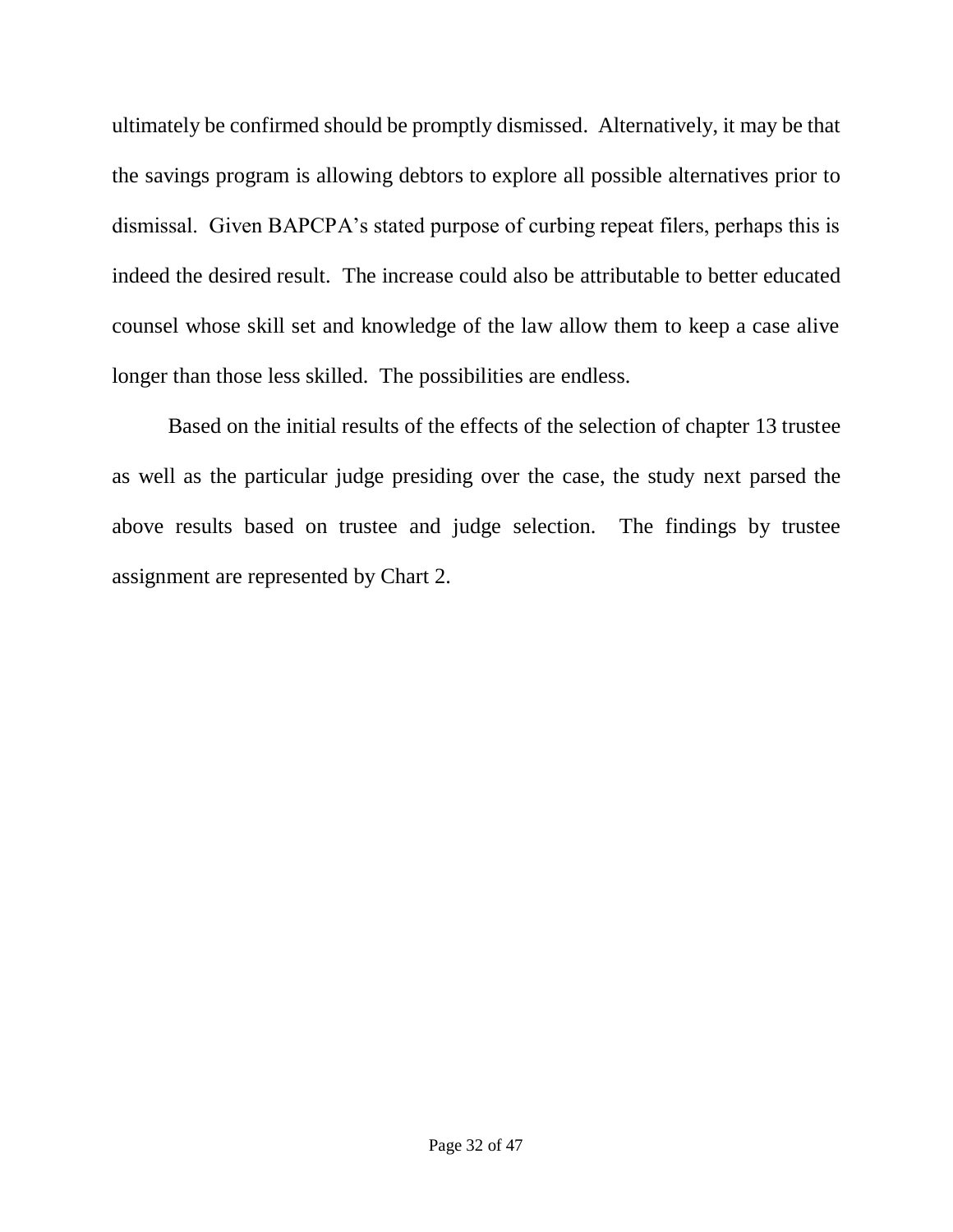ultimately be confirmed should be promptly dismissed. Alternatively, it may be that the savings program is allowing debtors to explore all possible alternatives prior to dismissal. Given BAPCPA's stated purpose of curbing repeat filers, perhaps this is indeed the desired result. The increase could also be attributable to better educated counsel whose skill set and knowledge of the law allow them to keep a case alive longer than those less skilled. The possibilities are endless.

Based on the initial results of the effects of the selection of chapter 13 trustee as well as the particular judge presiding over the case, the study next parsed the above results based on trustee and judge selection. The findings by trustee assignment are represented by Chart 2.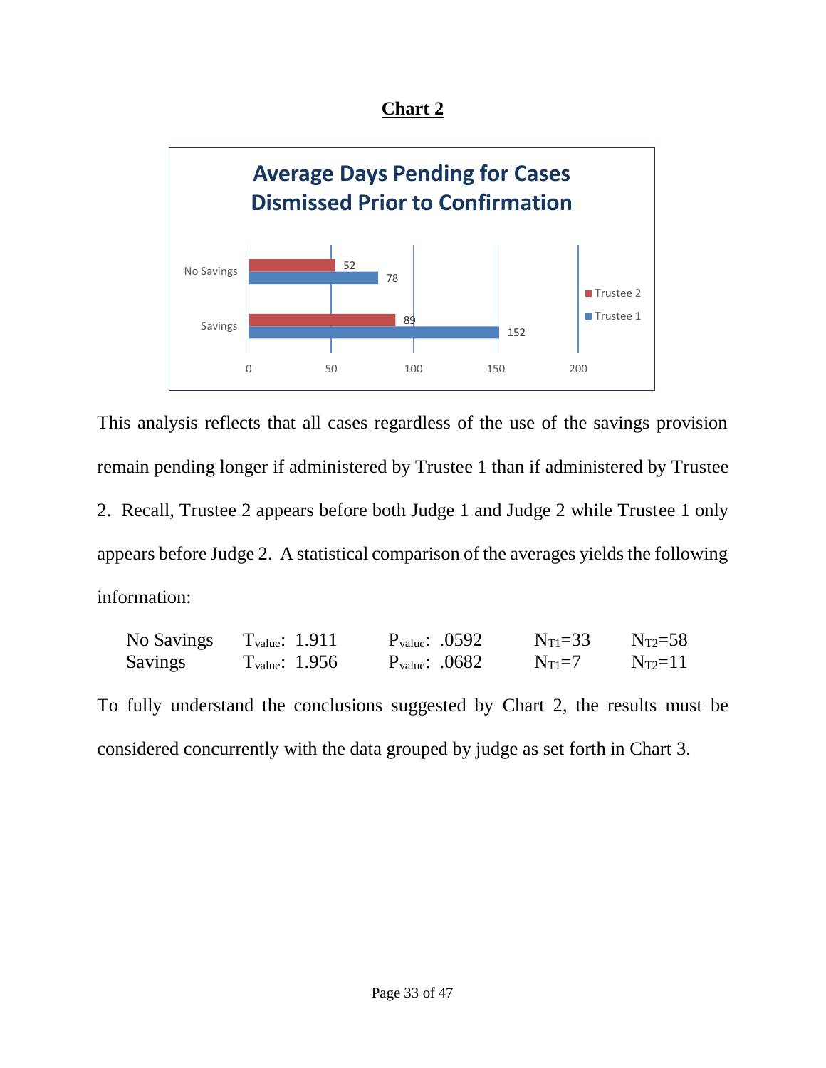**Chart 2**

Average Days Pending for Cases Dismissed Prior to Confirmation

| | Trustee 2 | Trustee 1 |
|---|---|---|
| No Savings | 52 | 78 |
| Savings | 89 | 152 |

This analysis reflects that all cases regardless of the use of the savings provision remain pending longer if administered by Trustee 1 than if administered by Trustee 2. Recall, Trustee 2 appears before both Judge 1 and Judge 2 while Trustee 1 only appears before Judge 2. A statistical comparison of the averages yields the following information:

| | | | | |
|---|---|---|---|---|
| No Savings | $T_{value}$: 1.911 | $P_{value}$: .0592 | $N_{T1}=33$ | $N_{T2}=58$ |
| Savings | $T_{value}$: 1.956 | $P_{value}$: .0682 | $N_{T1}=7$ | $N_{T2}=11$ |

To fully understand the conclusions suggested by Chart 2, the results must be considered concurrently with the data grouped by judge as set forth in Chart 3.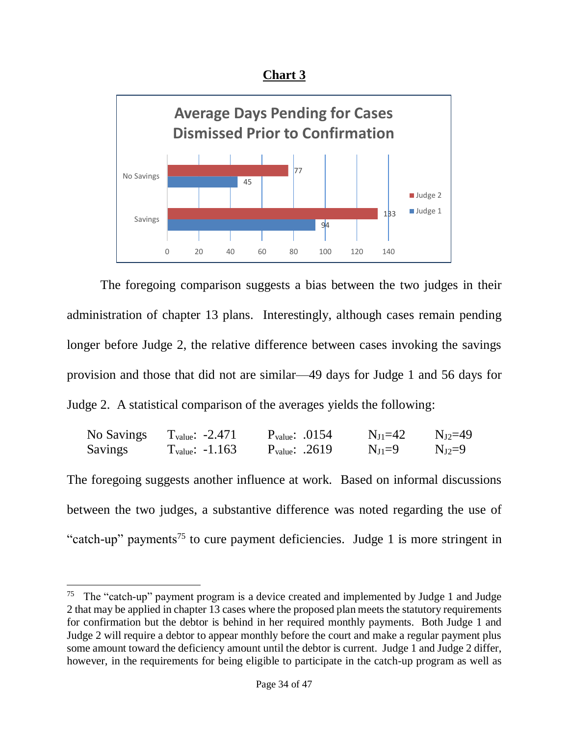**Chart 3**

**Average Days Pending for Cases Dismissed Prior to Confirmation**

| | Judge 1 | Judge 2 |
|---|---|---|
| No Savings | 45 | 77 |
| Savings | 94 | 133 |

The foregoing comparison suggests a bias between the two judges in their administration of chapter 13 plans. Interestingly, although cases remain pending longer before Judge 2, the relative difference between cases invoking the savings provision and those that did not are similar—49 days for Judge 1 and 56 days for Judge 2. A statistical comparison of the averages yields the following:

| | | | | |
|---|---|---|---|---|
| No Savings | $T_{value}$: -2.471 | $P_{value}$: .0154 | $N_{J1}$=42 | $N_{J2}$=49 |
| Savings | $T_{value}$: -1.163 | $P_{value}$: .2619 | $N_{J1}$=9 | $N_{J2}$=9 |

The foregoing suggests another influence at work. Based on informal discussions between the two judges, a substantive difference was noted regarding the use of "catch-up" payments[75] to cure payment deficiencies. Judge 1 is more stringent in

---

[75] The "catch-up" payment program is a device created and implemented by Judge 1 and Judge 2 that may be applied in chapter 13 cases where the proposed plan meets the statutory requirements for confirmation but the debtor is behind in her required monthly payments. Both Judge 1 and Judge 2 will require a debtor to appear monthly before the court and make a regular payment plus some amount toward the deficiency amount until the debtor is current. Judge 1 and Judge 2 differ, however, in the requirements for being eligible to participate in the catch-up program as well as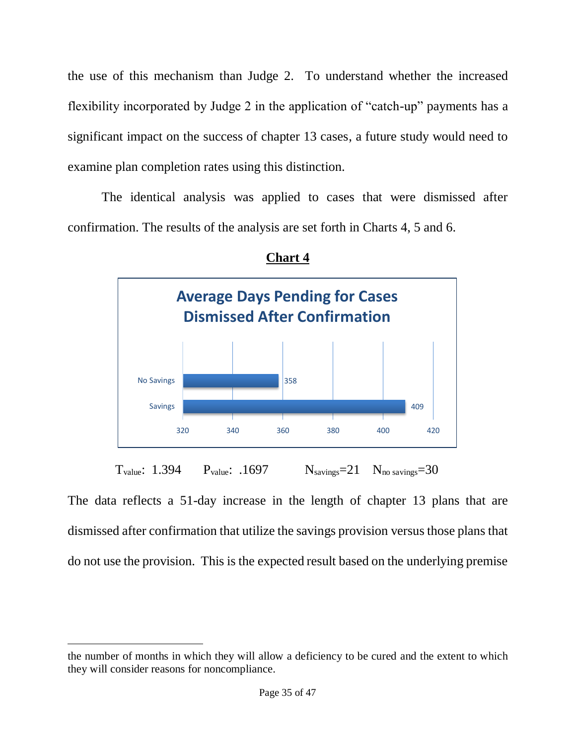the use of this mechanism than Judge 2. To understand whether the increased flexibility incorporated by Judge 2 in the application of "catch-up" payments has a significant impact on the success of chapter 13 cases, a future study would need to examine plan completion rates using this distinction.

The identical analysis was applied to cases that were dismissed after confirmation. The results of the analysis are set forth in Charts 4, 5 and 6.

**Chart 4**

**Average Days Pending for Cases Dismissed After Confirmation**

| | Days |
|---|---|
| No Savings | 358 |
| Savings | 409 |

$T_{value}$: 1.394 $P_{value}$: .1697 $N_{savings}$=21 $N_{no\ savings}$=30

The data reflects a 51-day increase in the length of chapter 13 plans that are dismissed after confirmation that utilize the savings provision versus those plans that do not use the provision. This is the expected result based on the underlying premise

---

the number of months in which they will allow a deficiency to be cured and the extent to which they will consider reasons for noncompliance.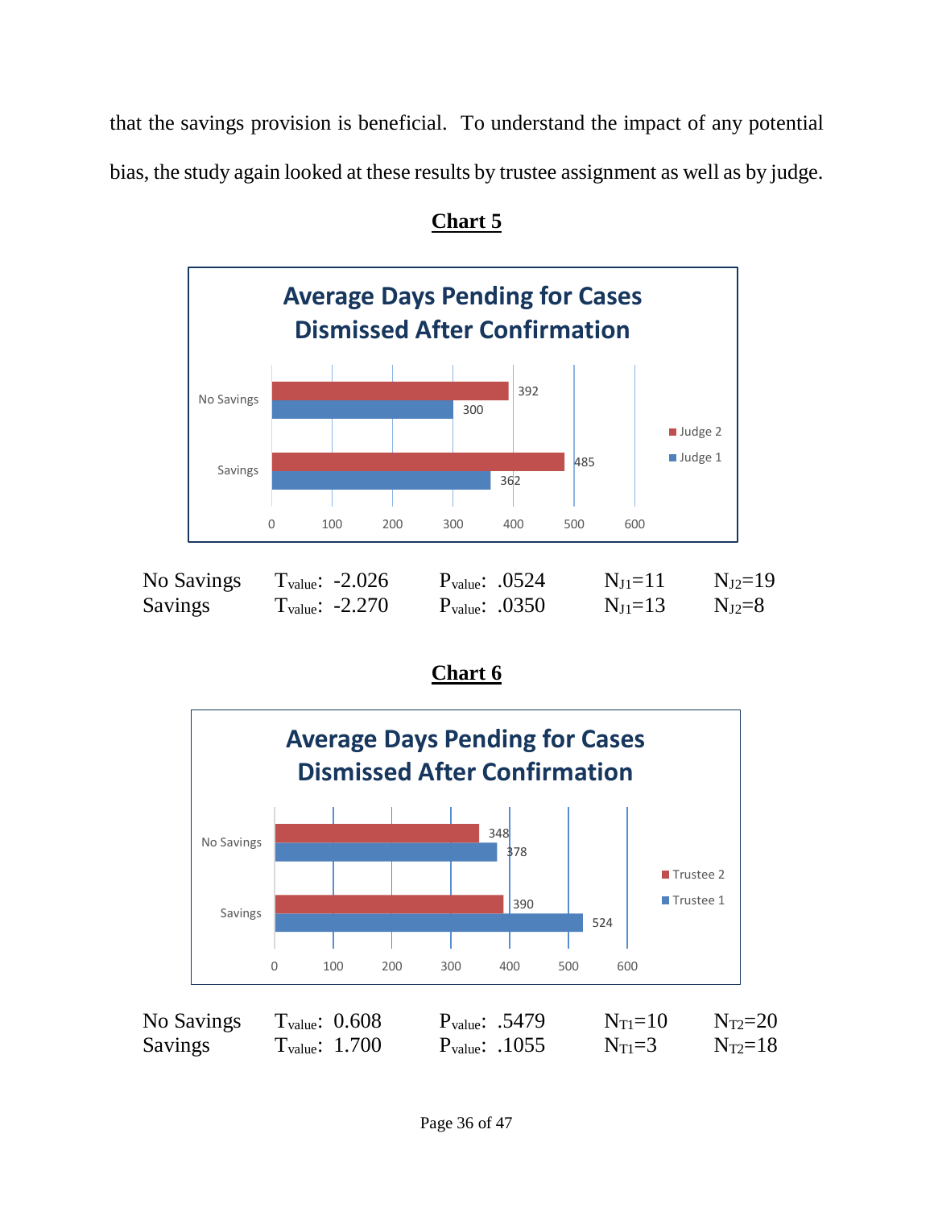that the savings provision is beneficial. To understand the impact of any potential bias, the study again looked at these results by trustee assignment as well as by judge.

**Chart 5**

Average Days Pending for Cases Dismissed After Confirmation

| | Judge 1 | Judge 2 |
|---|---|---|
| No Savings | 300 | 392 |
| Savings | 362 | 485 |

| | | | | |
|---|---|---|---|---|
| No Savings | $T_{value}$: -2.026 | $P_{value}$: .0524 | $N_{J1}$=11 | $N_{J2}$=19 |
| Savings | $T_{value}$: -2.270 | $P_{value}$: .0350 | $N_{J1}$=13 | $N_{J2}$=8 |

**Chart 6**

Average Days Pending for Cases Dismissed After Confirmation

| | Trustee 1 | Trustee 2 |
|---|---|---|
| No Savings | 378 | 348 |
| Savings | 524 | 390 |

| | | | | |
|---|---|---|---|---|
| No Savings | $T_{value}$: 0.608 | $P_{value}$: .5479 | $N_{T1}$=10 | $N_{T2}$=20 |
| Savings | $T_{value}$: 1.700 | $P_{value}$: .1055 | $N_{T1}$=3 | $N_{T2}$=18 |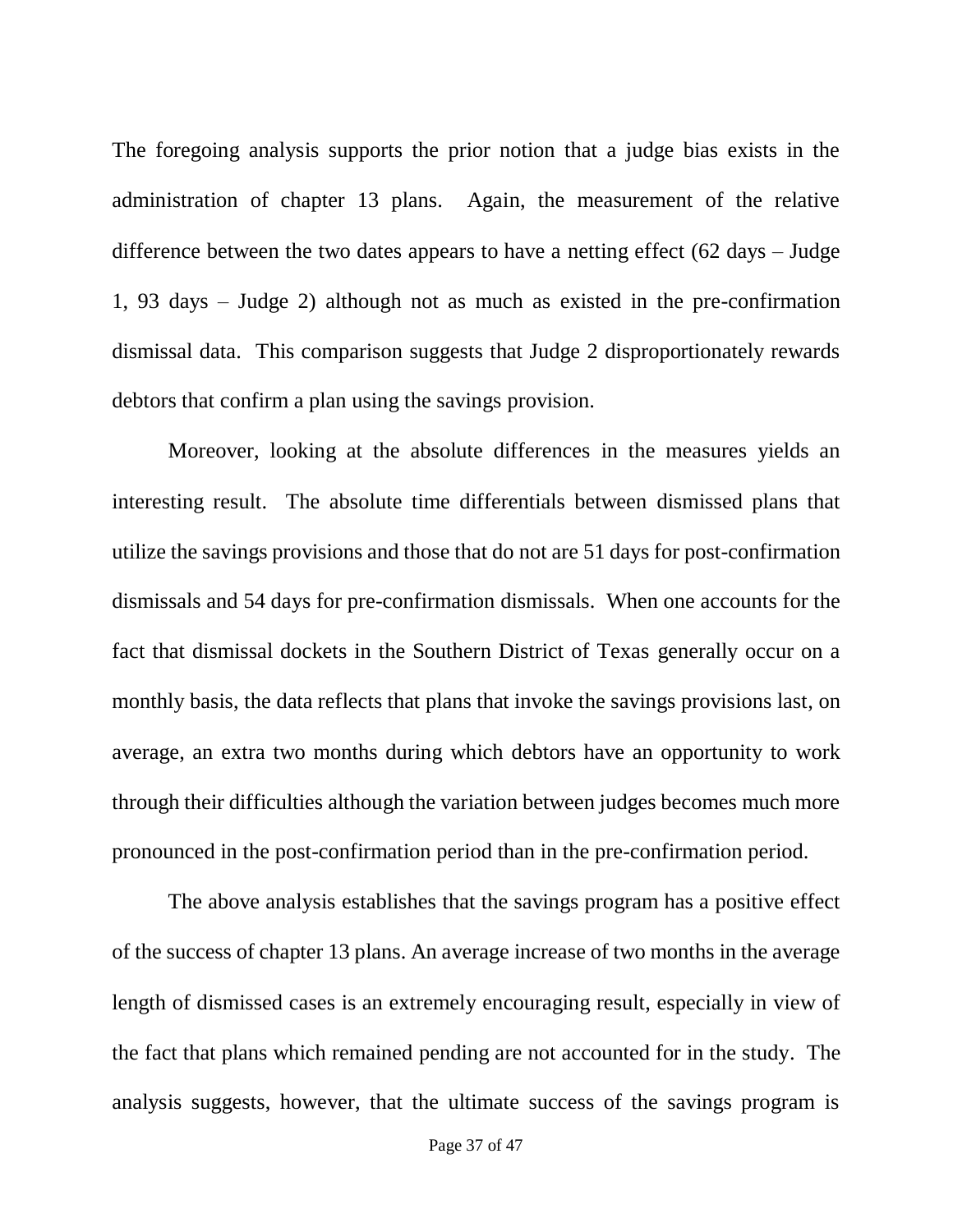The foregoing analysis supports the prior notion that a judge bias exists in the administration of chapter 13 plans. Again, the measurement of the relative difference between the two dates appears to have a netting effect (62 days – Judge 1, 93 days – Judge 2) although not as much as existed in the pre-confirmation dismissal data. This comparison suggests that Judge 2 disproportionately rewards debtors that confirm a plan using the savings provision.

Moreover, looking at the absolute differences in the measures yields an interesting result. The absolute time differentials between dismissed plans that utilize the savings provisions and those that do not are 51 days for post-confirmation dismissals and 54 days for pre-confirmation dismissals. When one accounts for the fact that dismissal dockets in the Southern District of Texas generally occur on a monthly basis, the data reflects that plans that invoke the savings provisions last, on average, an extra two months during which debtors have an opportunity to work through their difficulties although the variation between judges becomes much more pronounced in the post-confirmation period than in the pre-confirmation period.

The above analysis establishes that the savings program has a positive effect of the success of chapter 13 plans. An average increase of two months in the average length of dismissed cases is an extremely encouraging result, especially in view of the fact that plans which remained pending are not accounted for in the study. The analysis suggests, however, that the ultimate success of the savings program is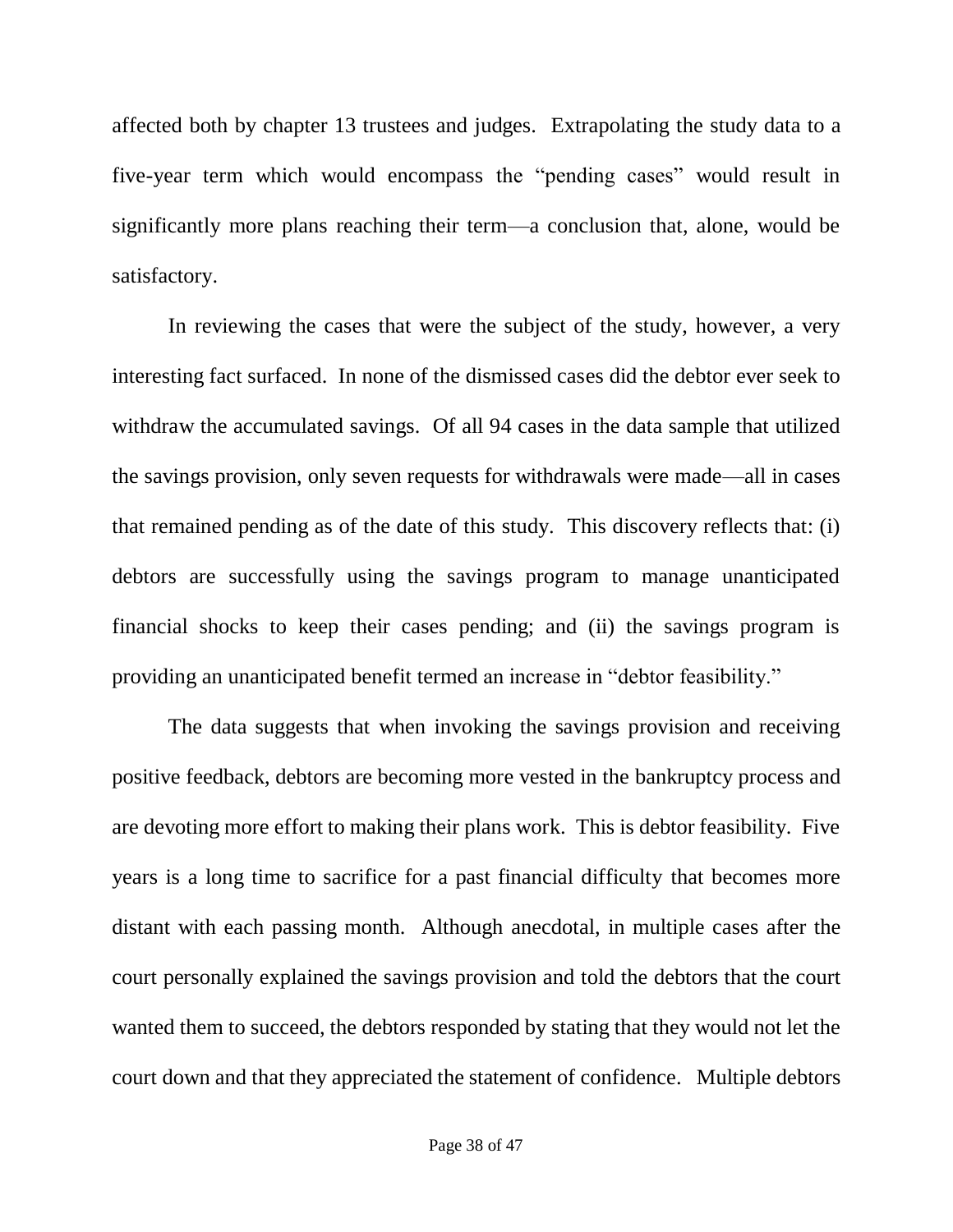affected both by chapter 13 trustees and judges. Extrapolating the study data to a five-year term which would encompass the "pending cases" would result in significantly more plans reaching their term—a conclusion that, alone, would be satisfactory.

In reviewing the cases that were the subject of the study, however, a very interesting fact surfaced. In none of the dismissed cases did the debtor ever seek to withdraw the accumulated savings. Of all 94 cases in the data sample that utilized the savings provision, only seven requests for withdrawals were made—all in cases that remained pending as of the date of this study. This discovery reflects that: (i) debtors are successfully using the savings program to manage unanticipated financial shocks to keep their cases pending; and (ii) the savings program is providing an unanticipated benefit termed an increase in "debtor feasibility."

The data suggests that when invoking the savings provision and receiving positive feedback, debtors are becoming more vested in the bankruptcy process and are devoting more effort to making their plans work. This is debtor feasibility. Five years is a long time to sacrifice for a past financial difficulty that becomes more distant with each passing month. Although anecdotal, in multiple cases after the court personally explained the savings provision and told the debtors that the court wanted them to succeed, the debtors responded by stating that they would not let the court down and that they appreciated the statement of confidence. Multiple debtors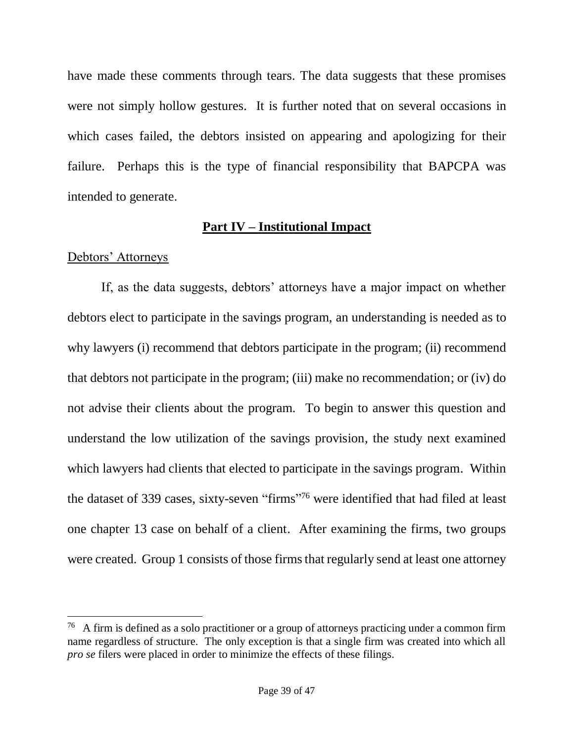have made these comments through tears. The data suggests that these promises were not simply hollow gestures. It is further noted that on several occasions in which cases failed, the debtors insisted on appearing and apologizing for their failure. Perhaps this is the type of financial responsibility that BAPCPA was intended to generate.

## Part IV – Institutional Impact

### Debtors' Attorneys

If, as the data suggests, debtors' attorneys have a major impact on whether debtors elect to participate in the savings program, an understanding is needed as to why lawyers (i) recommend that debtors participate in the program; (ii) recommend that debtors not participate in the program; (iii) make no recommendation; or (iv) do not advise their clients about the program. To begin to answer this question and understand the low utilization of the savings provision, the study next examined which lawyers had clients that elected to participate in the savings program. Within the dataset of 339 cases, sixty-seven "firms"[76] were identified that had filed at least one chapter 13 case on behalf of a client. After examining the firms, two groups were created. Group 1 consists of those firms that regularly send at least one attorney

---

[76] A firm is defined as a solo practitioner or a group of attorneys practicing under a common firm name regardless of structure. The only exception is that a single firm was created into which all *pro se* filers were placed in order to minimize the effects of these filings.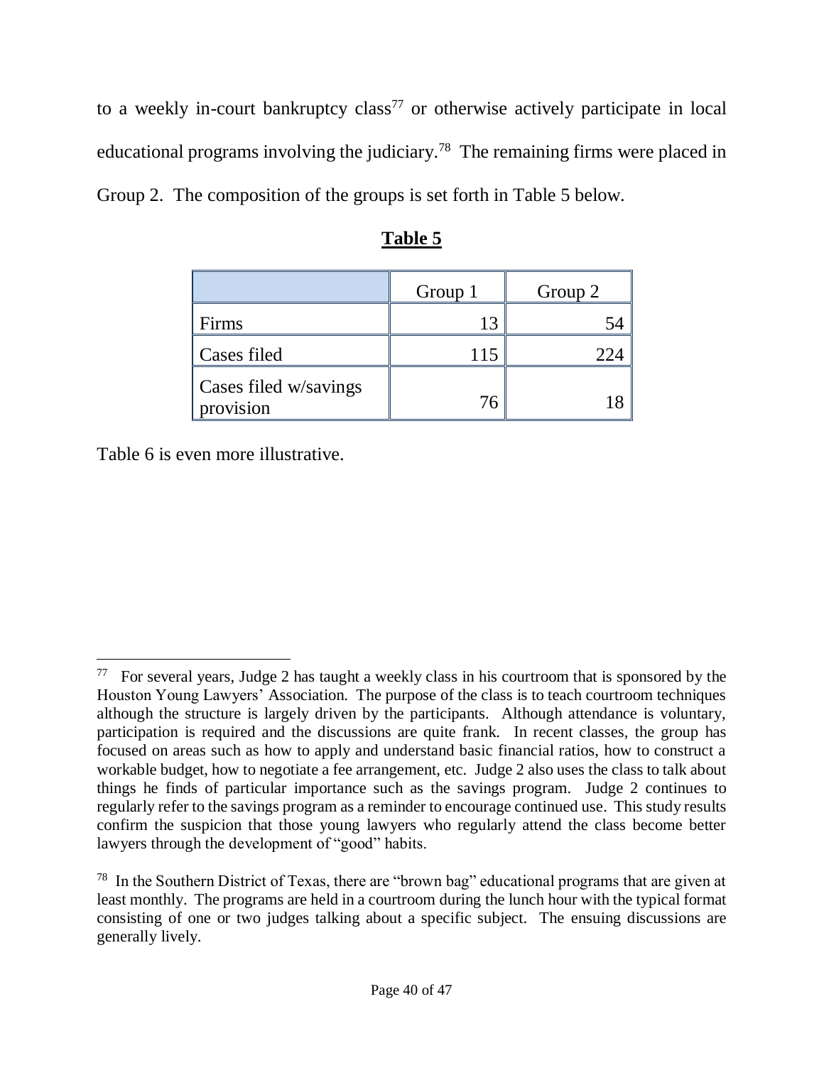to a weekly in-court bankruptcy class[77] or otherwise actively participate in local educational programs involving the judiciary.[78] The remaining firms were placed in Group 2. The composition of the groups is set forth in Table 5 below.

**Table 5**

| | Group 1 | Group 2 |
|---|---|---|
| Firms | 13 | 54 |
| Cases filed | 115 | 224 |
| Cases filed w/savings provision | 76 | 18 |

Table 6 is even more illustrative.

---

[77] For several years, Judge 2 has taught a weekly class in his courtroom that is sponsored by the Houston Young Lawyers' Association. The purpose of the class is to teach courtroom techniques although the structure is largely driven by the participants. Although attendance is voluntary, participation is required and the discussions are quite frank. In recent classes, the group has focused on areas such as how to apply and understand basic financial ratios, how to construct a workable budget, how to negotiate a fee arrangement, etc. Judge 2 also uses the class to talk about things he finds of particular importance such as the savings program. Judge 2 continues to regularly refer to the savings program as a reminder to encourage continued use. This study results confirm the suspicion that those young lawyers who regularly attend the class become better lawyers through the development of "good" habits.

[78] In the Southern District of Texas, there are "brown bag" educational programs that are given at least monthly. The programs are held in a courtroom during the lunch hour with the typical format consisting of one or two judges talking about a specific subject. The ensuing discussions are generally lively.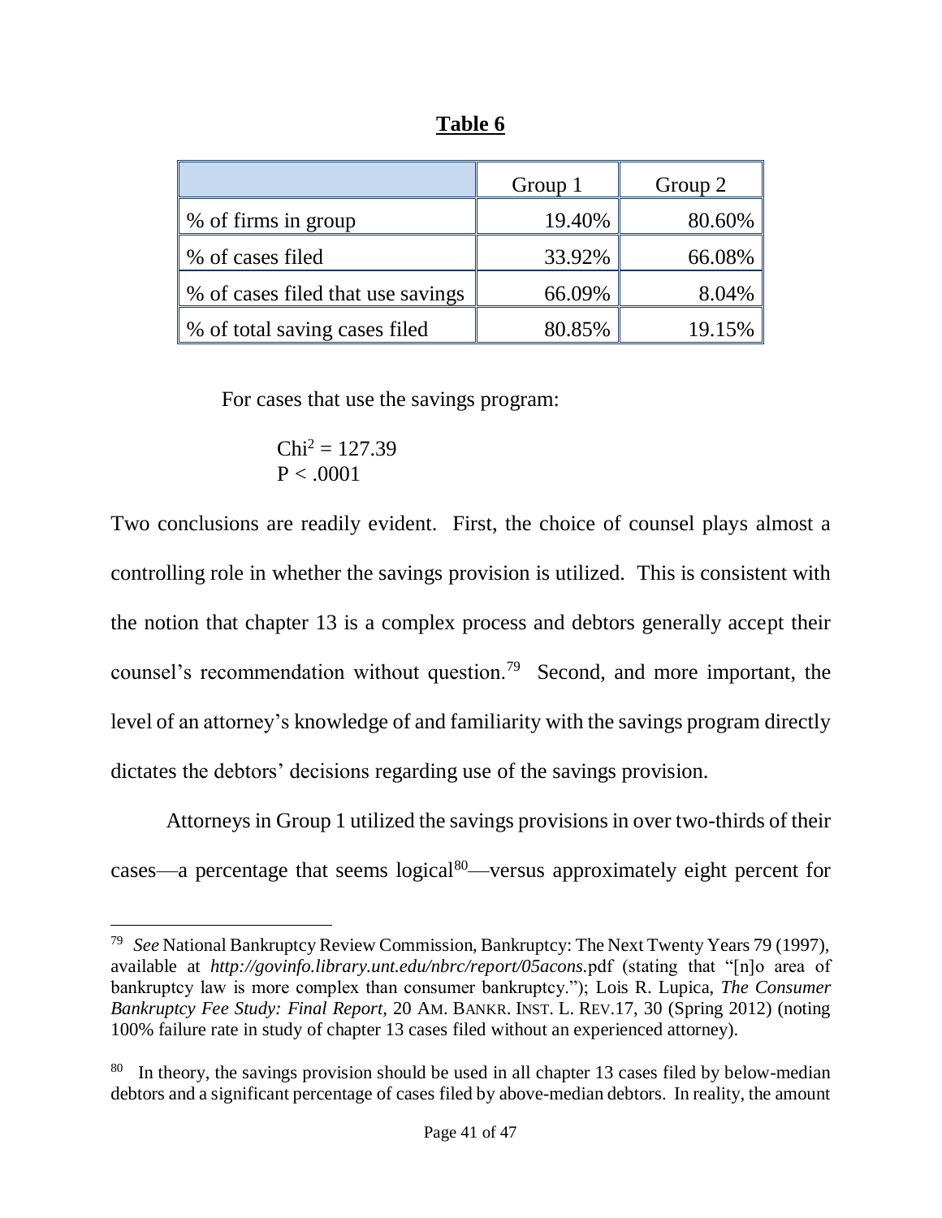**Table 6**

| | Group 1 | Group 2 |
|---|---|---|
| % of firms in group | 19.40% | 80.60% |
| % of cases filed | 33.92% | 66.08% |
| % of cases filed that use savings | 66.09% | 8.04% |
| % of total saving cases filed | 80.85% | 19.15% |

For cases that use the savings program:

$Chi^2 = 127.39$
$P < .0001$

Two conclusions are readily evident. First, the choice of counsel plays almost a controlling role in whether the savings provision is utilized. This is consistent with the notion that chapter 13 is a complex process and debtors generally accept their counsel's recommendation without question.[79] Second, and more important, the level of an attorney's knowledge of and familiarity with the savings program directly dictates the debtors' decisions regarding use of the savings provision.

Attorneys in Group 1 utilized the savings provisions in over two-thirds of their cases—a percentage that seems logical[80]—versus approximately eight percent for

---

[79] *See* National Bankruptcy Review Commission, Bankruptcy: The Next Twenty Years 79 (1997), available at *http://govinfo.library.unt.edu/nbrc/report/05acons.*pdf (stating that "[n]o area of bankruptcy law is more complex than consumer bankruptcy."); Lois R. Lupica, *The Consumer Bankruptcy Fee Study: Final Report*, 20 AM. BANKR. INST. L. REV.17, 30 (Spring 2012) (noting 100% failure rate in study of chapter 13 cases filed without an experienced attorney).

[80] In theory, the savings provision should be used in all chapter 13 cases filed by below-median debtors and a significant percentage of cases filed by above-median debtors. In reality, the amount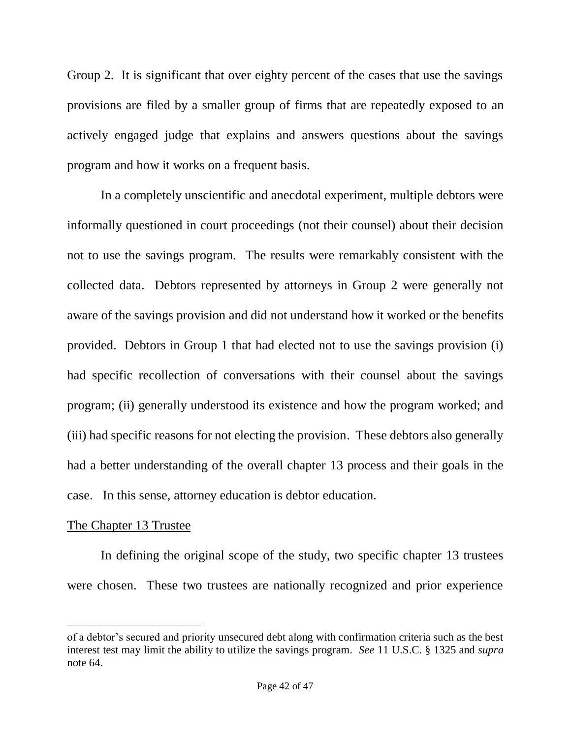Group 2. It is significant that over eighty percent of the cases that use the savings provisions are filed by a smaller group of firms that are repeatedly exposed to an actively engaged judge that explains and answers questions about the savings program and how it works on a frequent basis.

In a completely unscientific and anecdotal experiment, multiple debtors were informally questioned in court proceedings (not their counsel) about their decision not to use the savings program. The results were remarkably consistent with the collected data. Debtors represented by attorneys in Group 2 were generally not aware of the savings provision and did not understand how it worked or the benefits provided. Debtors in Group 1 that had elected not to use the savings provision (i) had specific recollection of conversations with their counsel about the savings program; (ii) generally understood its existence and how the program worked; and (iii) had specific reasons for not electing the provision. These debtors also generally had a better understanding of the overall chapter 13 process and their goals in the case. In this sense, attorney education is debtor education.

The Chapter 13 Trustee

In defining the original scope of the study, two specific chapter 13 trustees were chosen. These two trustees are nationally recognized and prior experience

---

of a debtor's secured and priority unsecured debt along with confirmation criteria such as the best interest test may limit the ability to utilize the savings program. *See* 11 U.S.C. § 1325 and *supra* note 64.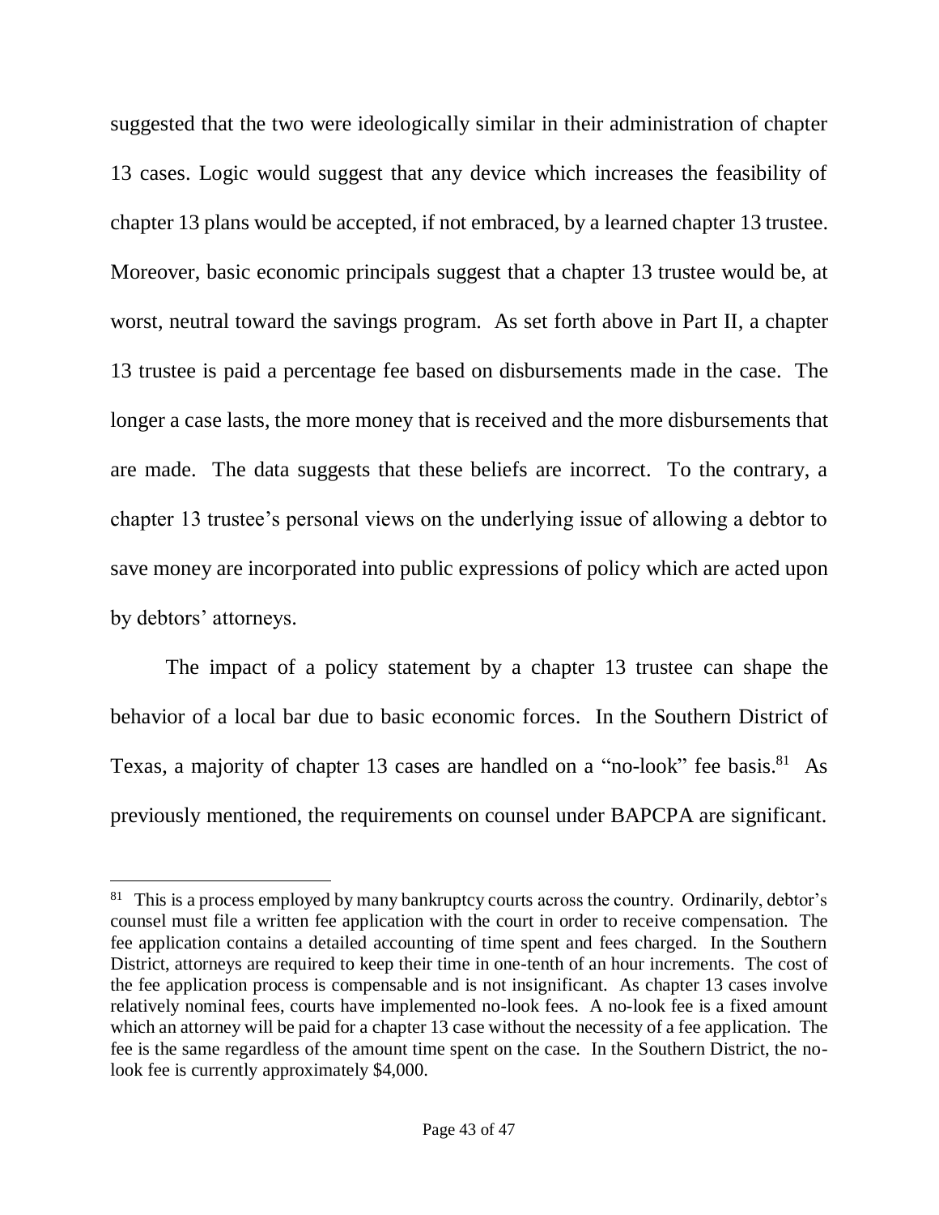suggested that the two were ideologically similar in their administration of chapter 13 cases. Logic would suggest that any device which increases the feasibility of chapter 13 plans would be accepted, if not embraced, by a learned chapter 13 trustee. Moreover, basic economic principals suggest that a chapter 13 trustee would be, at worst, neutral toward the savings program. As set forth above in Part II, a chapter 13 trustee is paid a percentage fee based on disbursements made in the case. The longer a case lasts, the more money that is received and the more disbursements that are made. The data suggests that these beliefs are incorrect. To the contrary, a chapter 13 trustee's personal views on the underlying issue of allowing a debtor to save money are incorporated into public expressions of policy which are acted upon by debtors' attorneys.

The impact of a policy statement by a chapter 13 trustee can shape the behavior of a local bar due to basic economic forces. In the Southern District of Texas, a majority of chapter 13 cases are handled on a "no-look" fee basis.[81] As previously mentioned, the requirements on counsel under BAPCPA are significant.

---

[81] This is a process employed by many bankruptcy courts across the country. Ordinarily, debtor's counsel must file a written fee application with the court in order to receive compensation. The fee application contains a detailed accounting of time spent and fees charged. In the Southern District, attorneys are required to keep their time in one-tenth of an hour increments. The cost of the fee application process is compensable and is not insignificant. As chapter 13 cases involve relatively nominal fees, courts have implemented no-look fees. A no-look fee is a fixed amount which an attorney will be paid for a chapter 13 case without the necessity of a fee application. The fee is the same regardless of the amount time spent on the case. In the Southern District, the no-look fee is currently approximately $4,000.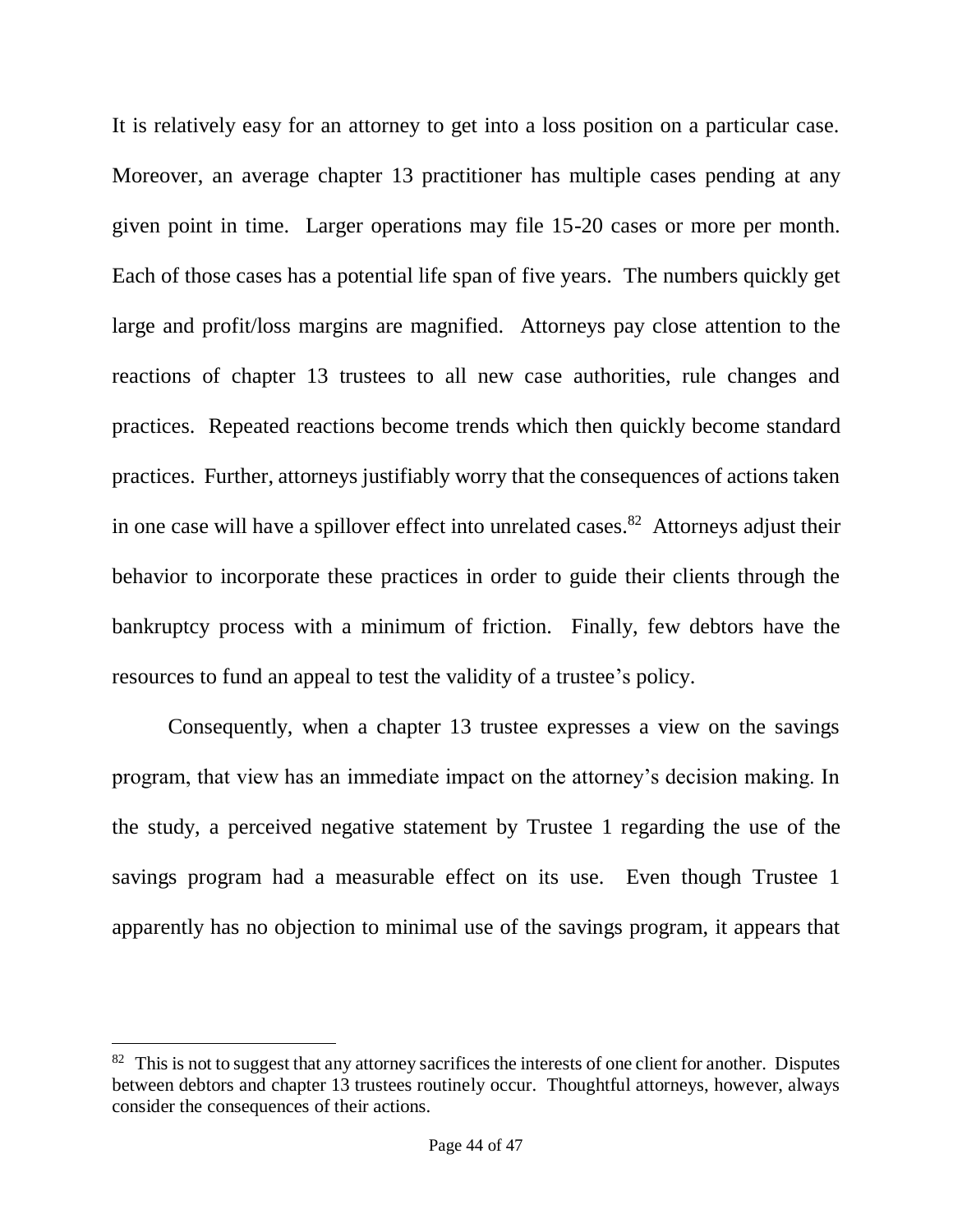It is relatively easy for an attorney to get into a loss position on a particular case. Moreover, an average chapter 13 practitioner has multiple cases pending at any given point in time. Larger operations may file 15-20 cases or more per month. Each of those cases has a potential life span of five years. The numbers quickly get large and profit/loss margins are magnified. Attorneys pay close attention to the reactions of chapter 13 trustees to all new case authorities, rule changes and practices. Repeated reactions become trends which then quickly become standard practices. Further, attorneys justifiably worry that the consequences of actions taken in one case will have a spillover effect into unrelated cases.[82] Attorneys adjust their behavior to incorporate these practices in order to guide their clients through the bankruptcy process with a minimum of friction. Finally, few debtors have the resources to fund an appeal to test the validity of a trustee's policy.

Consequently, when a chapter 13 trustee expresses a view on the savings program, that view has an immediate impact on the attorney's decision making. In the study, a perceived negative statement by Trustee 1 regarding the use of the savings program had a measurable effect on its use. Even though Trustee 1 apparently has no objection to minimal use of the savings program, it appears that

[82] This is not to suggest that any attorney sacrifices the interests of one client for another. Disputes between debtors and chapter 13 trustees routinely occur. Thoughtful attorneys, however, always consider the consequences of their actions.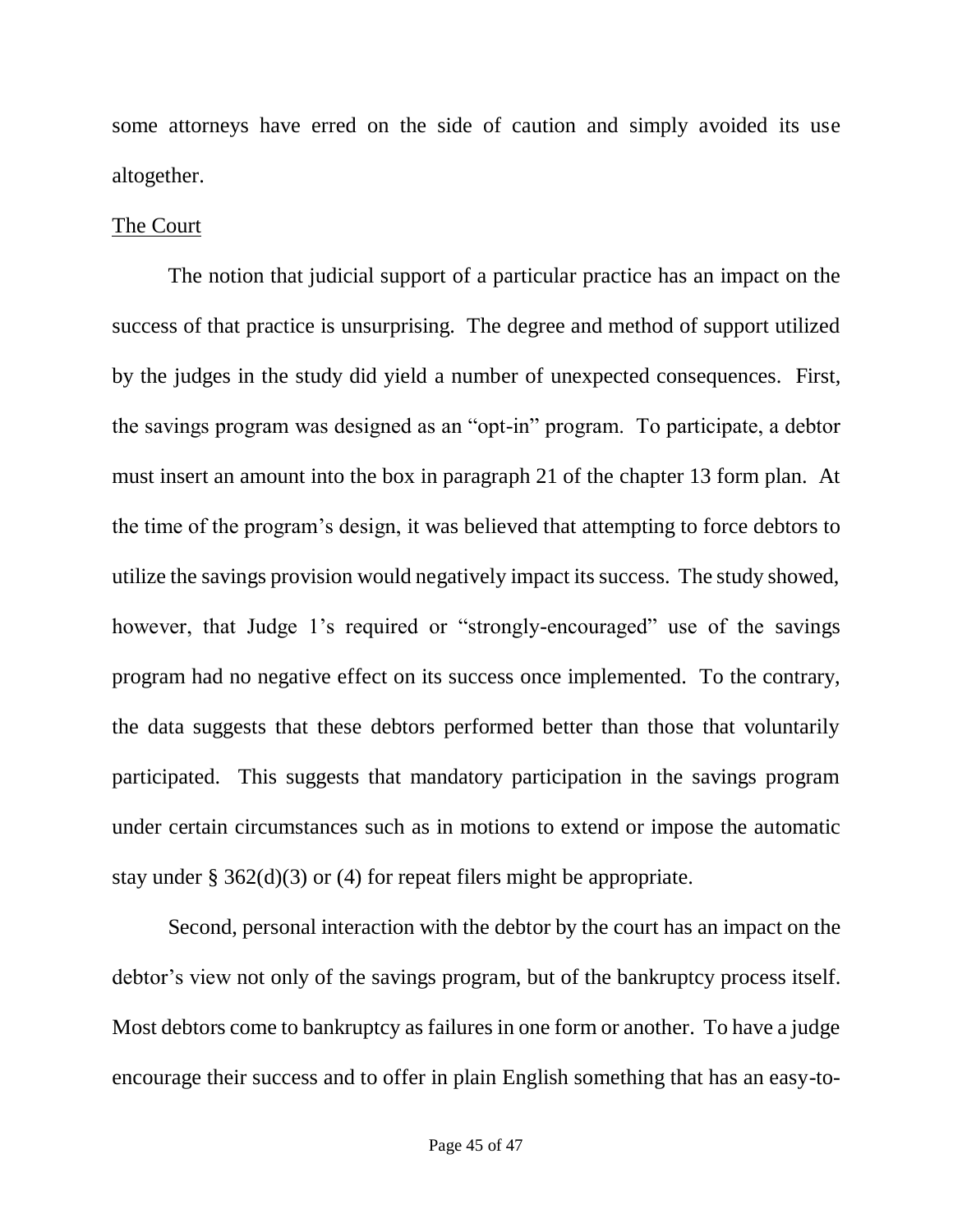some attorneys have erred on the side of caution and simply avoided its use altogether.

<u>The Court</u>

The notion that judicial support of a particular practice has an impact on the success of that practice is unsurprising. The degree and method of support utilized by the judges in the study did yield a number of unexpected consequences. First, the savings program was designed as an "opt-in" program. To participate, a debtor must insert an amount into the box in paragraph 21 of the chapter 13 form plan. At the time of the program's design, it was believed that attempting to force debtors to utilize the savings provision would negatively impact its success. The study showed, however, that Judge 1's required or "strongly-encouraged" use of the savings program had no negative effect on its success once implemented. To the contrary, the data suggests that these debtors performed better than those that voluntarily participated. This suggests that mandatory participation in the savings program under certain circumstances such as in motions to extend or impose the automatic stay under § 362(d)(3) or (4) for repeat filers might be appropriate.

Second, personal interaction with the debtor by the court has an impact on the debtor's view not only of the savings program, but of the bankruptcy process itself. Most debtors come to bankruptcy as failures in one form or another. To have a judge encourage their success and to offer in plain English something that has an easy-to-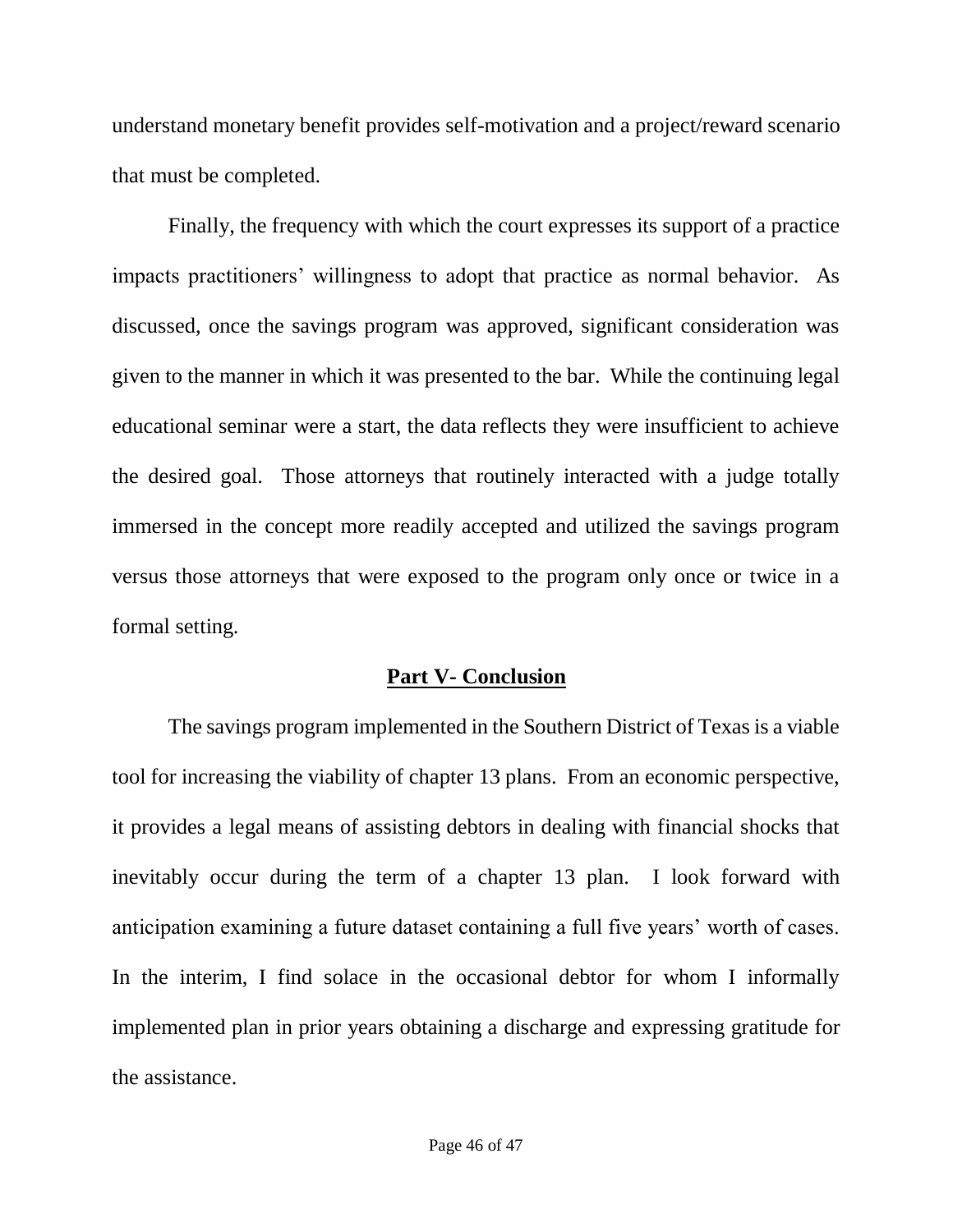understand monetary benefit provides self-motivation and a project/reward scenario that must be completed.

Finally, the frequency with which the court expresses its support of a practice impacts practitioners' willingness to adopt that practice as normal behavior. As discussed, once the savings program was approved, significant consideration was given to the manner in which it was presented to the bar. While the continuing legal educational seminar were a start, the data reflects they were insufficient to achieve the desired goal. Those attorneys that routinely interacted with a judge totally immersed in the concept more readily accepted and utilized the savings program versus those attorneys that were exposed to the program only once or twice in a formal setting.

## Part V- Conclusion

The savings program implemented in the Southern District of Texas is a viable tool for increasing the viability of chapter 13 plans. From an economic perspective, it provides a legal means of assisting debtors in dealing with financial shocks that inevitably occur during the term of a chapter 13 plan. I look forward with anticipation examining a future dataset containing a full five years' worth of cases. In the interim, I find solace in the occasional debtor for whom I informally implemented plan in prior years obtaining a discharge and expressing gratitude for the assistance.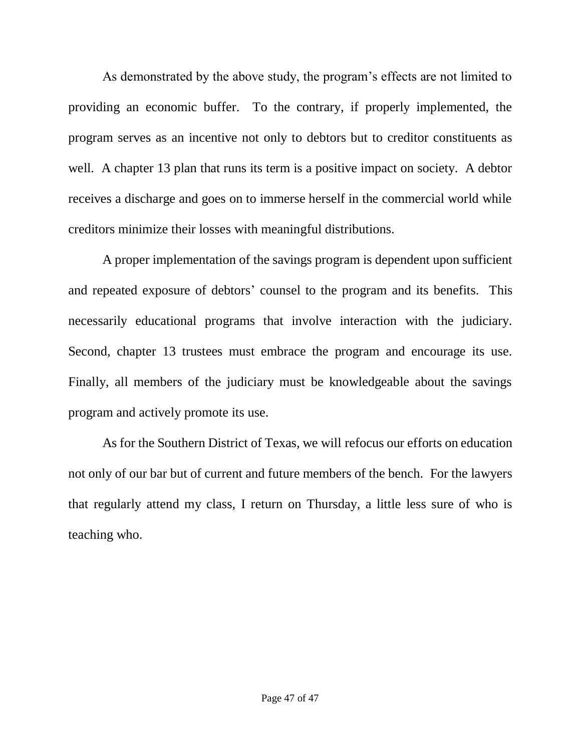As demonstrated by the above study, the program's effects are not limited to providing an economic buffer. To the contrary, if properly implemented, the program serves as an incentive not only to debtors but to creditor constituents as well. A chapter 13 plan that runs its term is a positive impact on society. A debtor receives a discharge and goes on to immerse herself in the commercial world while creditors minimize their losses with meaningful distributions.

A proper implementation of the savings program is dependent upon sufficient and repeated exposure of debtors' counsel to the program and its benefits. This necessarily educational programs that involve interaction with the judiciary. Second, chapter 13 trustees must embrace the program and encourage its use. Finally, all members of the judiciary must be knowledgeable about the savings program and actively promote its use.

As for the Southern District of Texas, we will refocus our efforts on education not only of our bar but of current and future members of the bench. For the lawyers that regularly attend my class, I return on Thursday, a little less sure of who is teaching who.